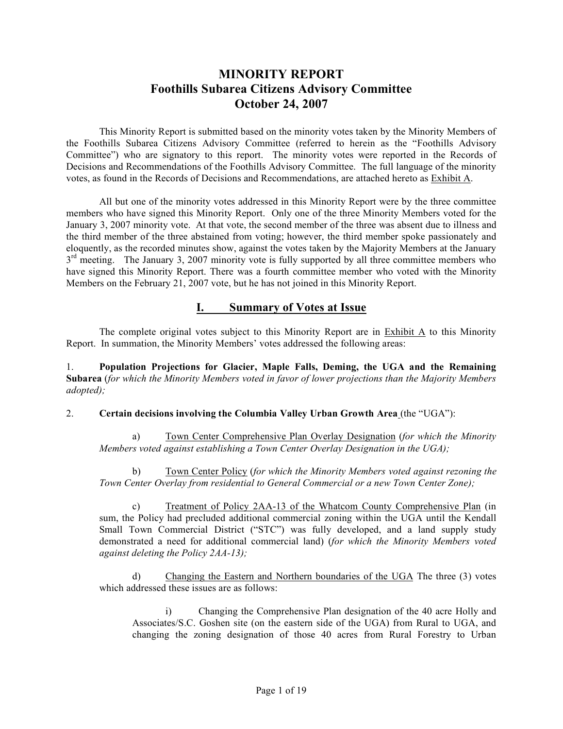# MINORITY REPORT
## Foothills Subarea Citizens Advisory Committee
## October 24, 2007

This Minority Report is submitted based on the minority votes taken by the Minority Members of the Foothills Subarea Citizens Advisory Committee (referred to herein as the "Foothills Advisory Committee") who are signatory to this report. The minority votes were reported in the Records of Decisions and Recommendations of the Foothills Advisory Committee. The full language of the minority votes, as found in the Records of Decisions and Recommendations, are attached hereto as Exhibit A.

All but one of the minority votes addressed in this Minority Report were by the three committee members who have signed this Minority Report. Only one of the three Minority Members voted for the January 3, 2007 minority vote. At that vote, the second member of the three was absent due to illness and the third member of the three abstained from voting; however, the third member spoke passionately and eloquently, as the recorded minutes show, against the votes taken by the Majority Members at the January 3rd meeting. The January 3, 2007 minority vote is fully supported by all three committee members who have signed this Minority Report. There was a fourth committee member who voted with the Minority Members on the February 21, 2007 vote, but he has not joined in this Minority Report.

## I. Summary of Votes at Issue

The complete original votes subject to this Minority Report are in Exhibit A to this Minority Report. In summation, the Minority Members' votes addressed the following areas:

1. **Population Projections for Glacier, Maple Falls, Deming, the UGA and the Remaining Subarea** (*for which the Minority Members voted in favor of lower projections than the Majority Members adopted);*

2. **Certain decisions involving the Columbia Valley Urban Growth Area** (the "UGA"):

   a) Town Center Comprehensive Plan Overlay Designation (*for which the Minority Members voted against establishing a Town Center Overlay Designation in the UGA);*

   b) Town Center Policy (*for which the Minority Members voted against rezoning the Town Center Overlay from residential to General Commercial or a new Town Center Zone);*

   c) Treatment of Policy 2AA-13 of the Whatcom County Comprehensive Plan (in sum, the Policy had precluded additional commercial zoning within the UGA until the Kendall Small Town Commercial District ("STC") was fully developed, and a land supply study demonstrated a need for additional commercial land) (*for which the Minority Members voted against deleting the Policy 2AA-13);*

   d) Changing the Eastern and Northern boundaries of the UGA The three (3) votes which addressed these issues are as follows:

      i) Changing the Comprehensive Plan designation of the 40 acre Holly and Associates/S.C. Goshen site (on the eastern side of the UGA) from Rural to UGA, and changing the zoning designation of those 40 acres from Rural Forestry to Urban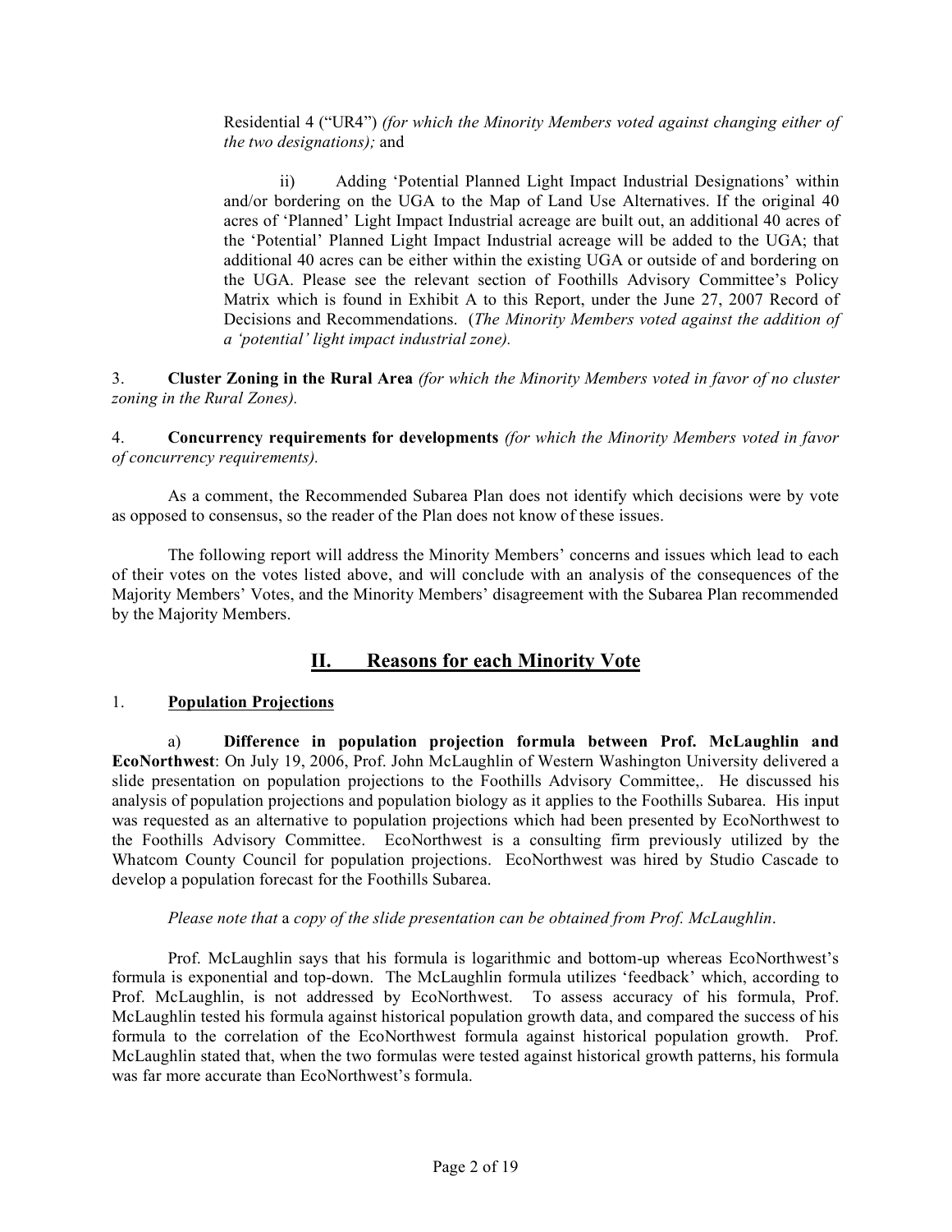Residential 4 ("UR4") *(for which the Minority Members voted against changing either of the two designations);* and

ii) Adding 'Potential Planned Light Impact Industrial Designations' within and/or bordering on the UGA to the Map of Land Use Alternatives. If the original 40 acres of 'Planned' Light Impact Industrial acreage are built out, an additional 40 acres of the 'Potential' Planned Light Impact Industrial acreage will be added to the UGA; that additional 40 acres can be either within the existing UGA or outside of and bordering on the UGA. Please see the relevant section of Foothills Advisory Committee's Policy Matrix which is found in Exhibit A to this Report, under the June 27, 2007 Record of Decisions and Recommendations. (*The Minority Members voted against the addition of a 'potential' light impact industrial zone).*

3. **Cluster Zoning in the Rural Area** *(for which the Minority Members voted in favor of no cluster zoning in the Rural Zones).*

4. **Concurrency requirements for developments** *(for which the Minority Members voted in favor of concurrency requirements).*

As a comment, the Recommended Subarea Plan does not identify which decisions were by vote as opposed to consensus, so the reader of the Plan does not know of these issues.

The following report will address the Minority Members' concerns and issues which lead to each of their votes on the votes listed above, and will conclude with an analysis of the consequences of the Majority Members' Votes, and the Minority Members' disagreement with the Subarea Plan recommended by the Majority Members.

## II. Reasons for each Minority Vote

### 1. Population Projections

a) **Difference in population projection formula between Prof. McLaughlin and EcoNorthwest**: On July 19, 2006, Prof. John McLaughlin of Western Washington University delivered a slide presentation on population projections to the Foothills Advisory Committee,. He discussed his analysis of population projections and population biology as it applies to the Foothills Subarea. His input was requested as an alternative to population projections which had been presented by EcoNorthwest to the Foothills Advisory Committee. EcoNorthwest is a consulting firm previously utilized by the Whatcom County Council for population projections. EcoNorthwest was hired by Studio Cascade to develop a population forecast for the Foothills Subarea.

*Please note that a copy of the slide presentation can be obtained from Prof. McLaughlin.*

Prof. McLaughlin says that his formula is logarithmic and bottom-up whereas EcoNorthwest's formula is exponential and top-down. The McLaughlin formula utilizes 'feedback' which, according to Prof. McLaughlin, is not addressed by EcoNorthwest. To assess accuracy of his formula, Prof. McLaughlin tested his formula against historical population growth data, and compared the success of his formula to the correlation of the EcoNorthwest formula against historical population growth. Prof. McLaughlin stated that, when the two formulas were tested against historical growth patterns, his formula was far more accurate than EcoNorthwest's formula.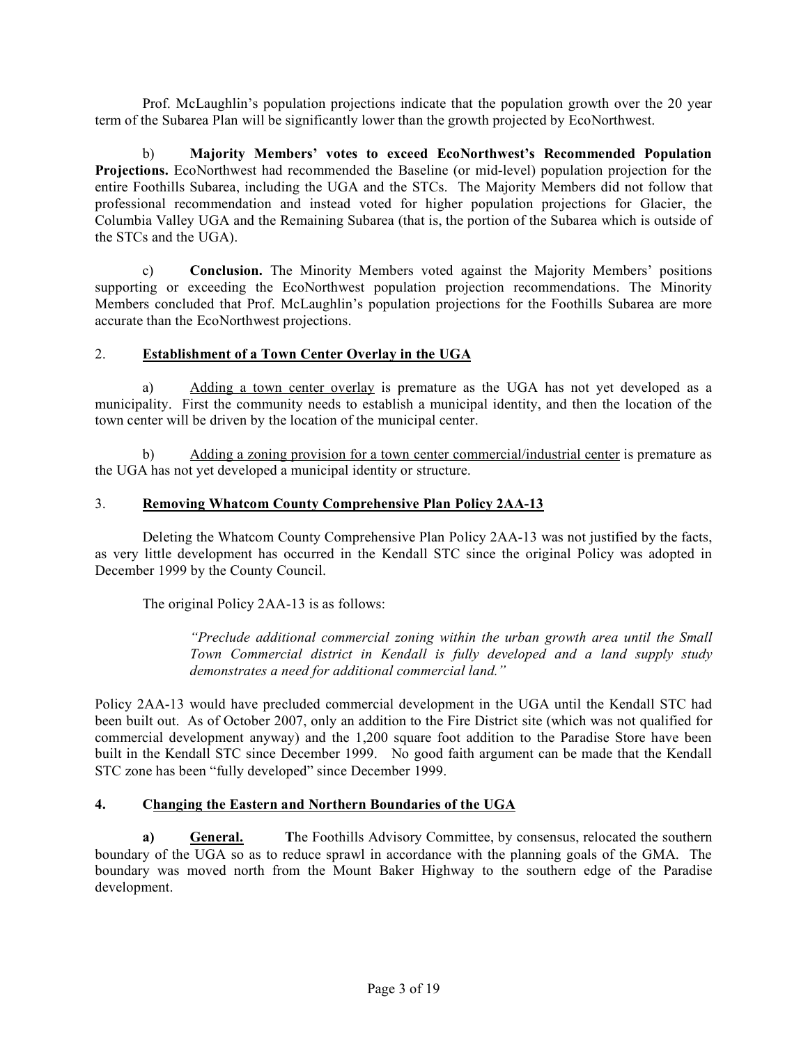Prof. McLaughlin's population projections indicate that the population growth over the 20 year term of the Subarea Plan will be significantly lower than the growth projected by EcoNorthwest.

b) **Majority Members' votes to exceed EcoNorthwest's Recommended Population Projections.** EcoNorthwest had recommended the Baseline (or mid-level) population projection for the entire Foothills Subarea, including the UGA and the STCs. The Majority Members did not follow that professional recommendation and instead voted for higher population projections for Glacier, the Columbia Valley UGA and the Remaining Subarea (that is, the portion of the Subarea which is outside of the STCs and the UGA).

c) **Conclusion.** The Minority Members voted against the Majority Members' positions supporting or exceeding the EcoNorthwest population projection recommendations. The Minority Members concluded that Prof. McLaughlin's population projections for the Foothills Subarea are more accurate than the EcoNorthwest projections.

## 2. Establishment of a Town Center Overlay in the UGA

a) Adding a town center overlay is premature as the UGA has not yet developed as a municipality. First the community needs to establish a municipal identity, and then the location of the town center will be driven by the location of the municipal center.

b) Adding a zoning provision for a town center commercial/industrial center is premature as the UGA has not yet developed a municipal identity or structure.

## 3. Removing Whatcom County Comprehensive Plan Policy 2AA-13

Deleting the Whatcom County Comprehensive Plan Policy 2AA-13 was not justified by the facts, as very little development has occurred in the Kendall STC since the original Policy was adopted in December 1999 by the County Council.

The original Policy 2AA-13 is as follows:

> *"Preclude additional commercial zoning within the urban growth area until the Small Town Commercial district in Kendall is fully developed and a land supply study demonstrates a need for additional commercial land."*

Policy 2AA-13 would have precluded commercial development in the UGA until the Kendall STC had been built out. As of October 2007, only an addition to the Fire District site (which was not qualified for commercial development anyway) and the 1,200 square foot addition to the Paradise Store have been built in the Kendall STC since December 1999. No good faith argument can be made that the Kendall STC zone has been "fully developed" since December 1999.

## 4. Changing the Eastern and Northern Boundaries of the UGA

**a) General.** The Foothills Advisory Committee, by consensus, relocated the southern boundary of the UGA so as to reduce sprawl in accordance with the planning goals of the GMA. The boundary was moved north from the Mount Baker Highway to the southern edge of the Paradise development.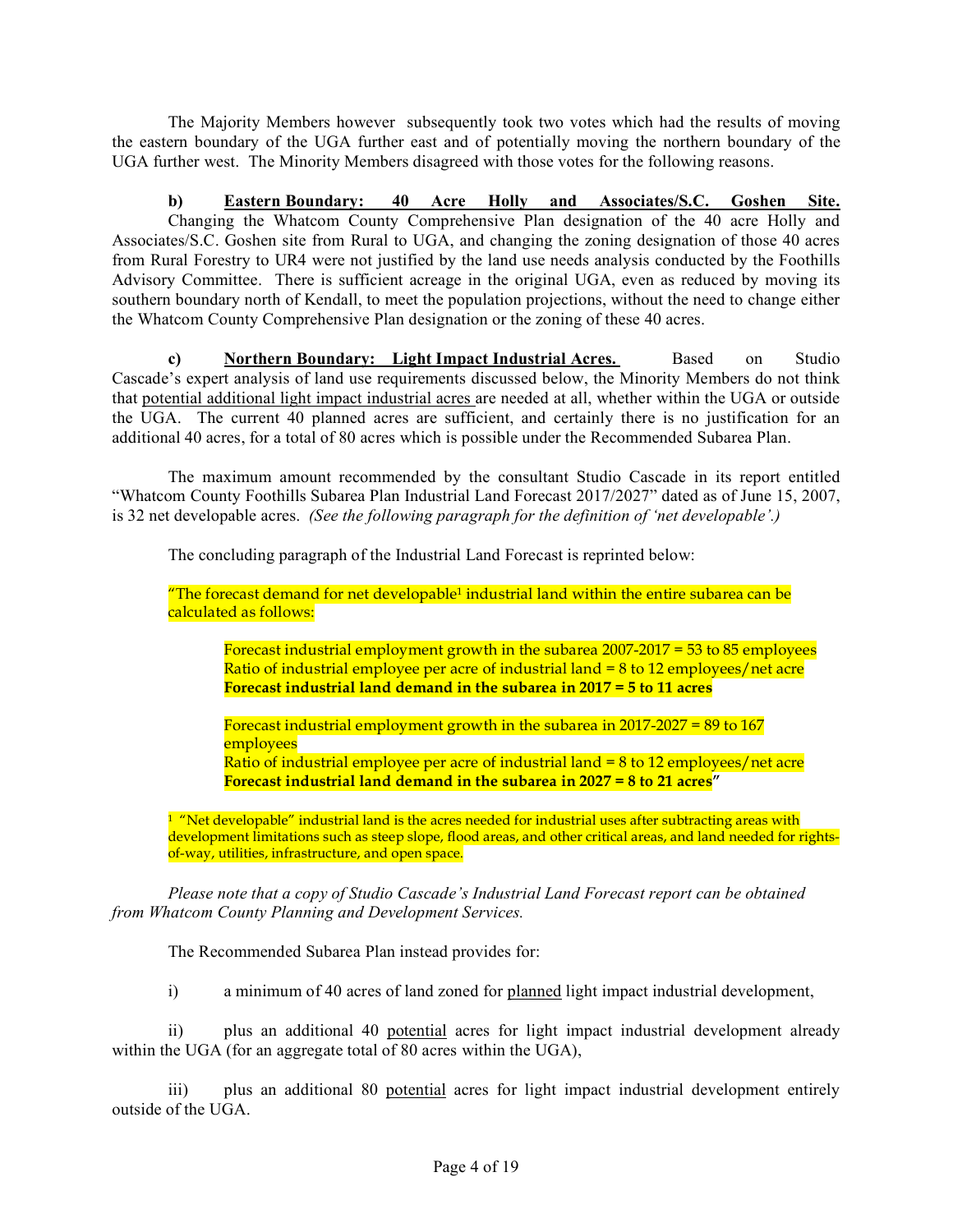The Majority Members however subsequently took two votes which had the results of moving the eastern boundary of the UGA further east and of potentially moving the northern boundary of the UGA further west. The Minority Members disagreed with those votes for the following reasons.

**b) <u>Eastern Boundary: 40 Acre Holly and Associates/S.C. Goshen Site.</u>** Changing the Whatcom County Comprehensive Plan designation of the 40 acre Holly and Associates/S.C. Goshen site from Rural to UGA, and changing the zoning designation of those 40 acres from Rural Forestry to UR4 were not justified by the land use needs analysis conducted by the Foothills Advisory Committee. There is sufficient acreage in the original UGA, even as reduced by moving its southern boundary north of Kendall, to meet the population projections, without the need to change either the Whatcom County Comprehensive Plan designation or the zoning of these 40 acres.

**c) <u>Northern Boundary: Light Impact Industrial Acres.</u>** Based on Studio Cascade's expert analysis of land use requirements discussed below, the Minority Members do not think that <u>potential additional light impact industrial acres</u> are needed at all, whether within the UGA or outside the UGA. The current 40 planned acres are sufficient, and certainly there is no justification for an additional 40 acres, for a total of 80 acres which is possible under the Recommended Subarea Plan.

The maximum amount recommended by the consultant Studio Cascade in its report entitled "Whatcom County Foothills Subarea Plan Industrial Land Forecast 2017/2027" dated as of June 15, 2007, is 32 net developable acres. *(See the following paragraph for the definition of 'net developable'.)*

The concluding paragraph of the Industrial Land Forecast is reprinted below:

"The forecast demand for net developable[1] industrial land within the entire subarea can be calculated as follows:

> Forecast industrial employment growth in the subarea 2007-2017 = 53 to 85 employees
> Ratio of industrial employee per acre of industrial land = 8 to 12 employees/net acre
> **Forecast industrial land demand in the subarea in 2017 = 5 to 11 acres**
>
> Forecast industrial employment growth in the subarea in 2017-2027 = 89 to 167 employees
> Ratio of industrial employee per acre of industrial land = 8 to 12 employees/net acre
> **Forecast industrial land demand in the subarea in 2027 = 8 to 21 acres**"

[1] "Net developable" industrial land is the acres needed for industrial uses after subtracting areas with development limitations such as steep slope, flood areas, and other critical areas, and land needed for rights-of-way, utilities, infrastructure, and open space.

*Please note that a copy of Studio Cascade's Industrial Land Forecast report can be obtained from Whatcom County Planning and Development Services.*

The Recommended Subarea Plan instead provides for:

i) a minimum of 40 acres of land zoned for <u>planned</u> light impact industrial development,

ii) plus an additional 40 <u>potential</u> acres for light impact industrial development already within the UGA (for an aggregate total of 80 acres within the UGA),

iii) plus an additional 80 <u>potential</u> acres for light impact industrial development entirely outside of the UGA.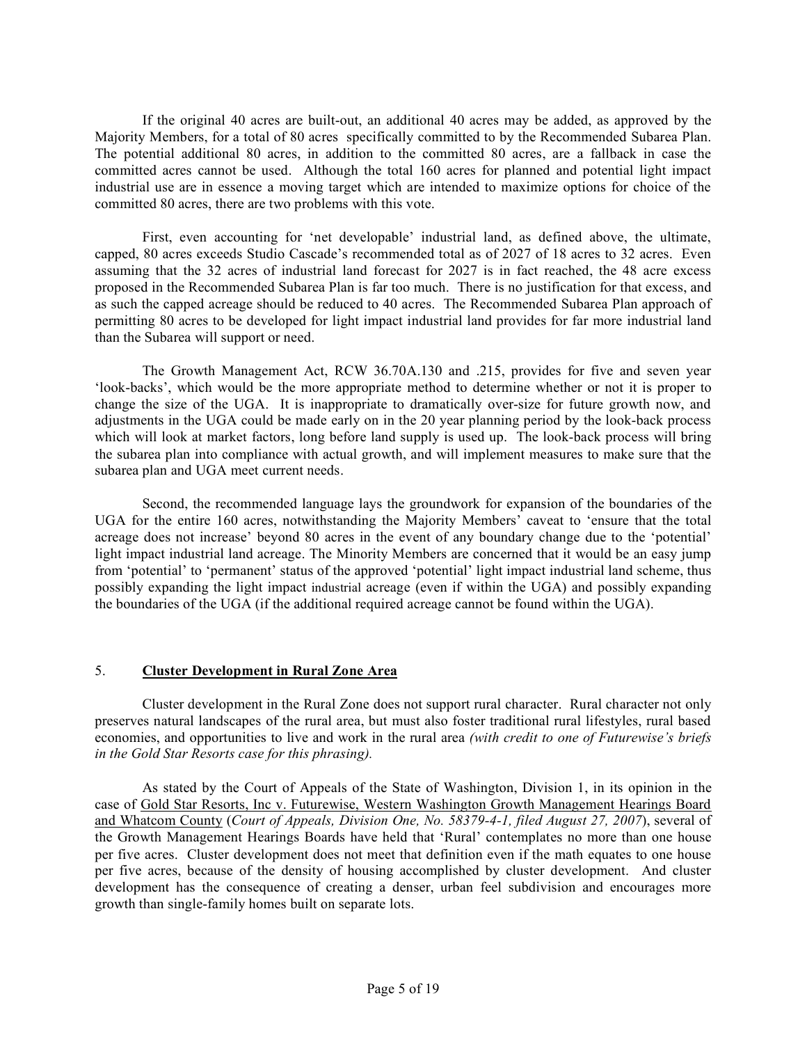If the original 40 acres are built-out, an additional 40 acres may be added, as approved by the Majority Members, for a total of 80 acres specifically committed to by the Recommended Subarea Plan. The potential additional 80 acres, in addition to the committed 80 acres, are a fallback in case the committed acres cannot be used. Although the total 160 acres for planned and potential light impact industrial use are in essence a moving target which are intended to maximize options for choice of the committed 80 acres, there are two problems with this vote.

First, even accounting for 'net developable' industrial land, as defined above, the ultimate, capped, 80 acres exceeds Studio Cascade's recommended total as of 2027 of 18 acres to 32 acres. Even assuming that the 32 acres of industrial land forecast for 2027 is in fact reached, the 48 acre excess proposed in the Recommended Subarea Plan is far too much. There is no justification for that excess, and as such the capped acreage should be reduced to 40 acres. The Recommended Subarea Plan approach of permitting 80 acres to be developed for light impact industrial land provides for far more industrial land than the Subarea will support or need.

The Growth Management Act, RCW 36.70A.130 and .215, provides for five and seven year 'look-backs', which would be the more appropriate method to determine whether or not it is proper to change the size of the UGA. It is inappropriate to dramatically over-size for future growth now, and adjustments in the UGA could be made early on in the 20 year planning period by the look-back process which will look at market factors, long before land supply is used up. The look-back process will bring the subarea plan into compliance with actual growth, and will implement measures to make sure that the subarea plan and UGA meet current needs.

Second, the recommended language lays the groundwork for expansion of the boundaries of the UGA for the entire 160 acres, notwithstanding the Majority Members' caveat to 'ensure that the total acreage does not increase' beyond 80 acres in the event of any boundary change due to the 'potential' light impact industrial land acreage. The Minority Members are concerned that it would be an easy jump from 'potential' to 'permanent' status of the approved 'potential' light impact industrial land scheme, thus possibly expanding the light impact industrial acreage (even if within the UGA) and possibly expanding the boundaries of the UGA (if the additional required acreage cannot be found within the UGA).

## 5. **Cluster Development in Rural Zone Area**

Cluster development in the Rural Zone does not support rural character. Rural character not only preserves natural landscapes of the rural area, but must also foster traditional rural lifestyles, rural based economies, and opportunities to live and work in the rural area *(with credit to one of Futurewise's briefs in the Gold Star Resorts case for this phrasing).*

As stated by the Court of Appeals of the State of Washington, Division 1, in its opinion in the case of Gold Star Resorts, Inc v. Futurewise, Western Washington Growth Management Hearings Board and Whatcom County (*Court of Appeals, Division One, No. 58379-4-1, filed August 27, 2007*), several of the Growth Management Hearings Boards have held that 'Rural' contemplates no more than one house per five acres. Cluster development does not meet that definition even if the math equates to one house per five acres, because of the density of housing accomplished by cluster development. And cluster development has the consequence of creating a denser, urban feel subdivision and encourages more growth than single-family homes built on separate lots.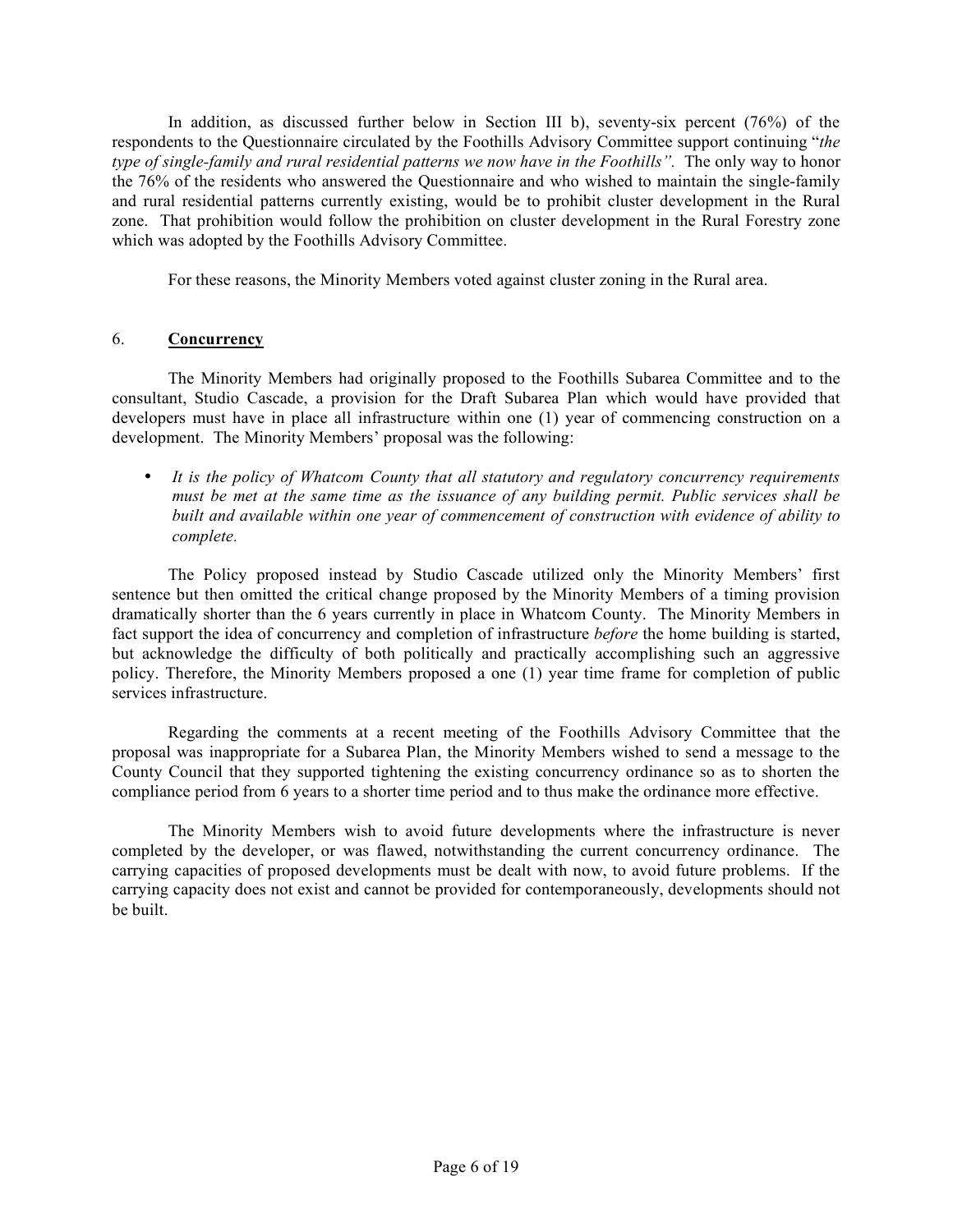In addition, as discussed further below in Section III b), seventy-six percent (76%) of the respondents to the Questionnaire circulated by the Foothills Advisory Committee support continuing "*the type of single-family and rural residential patterns we now have in the Foothills".* The only way to honor the 76% of the residents who answered the Questionnaire and who wished to maintain the single-family and rural residential patterns currently existing, would be to prohibit cluster development in the Rural zone. That prohibition would follow the prohibition on cluster development in the Rural Forestry zone which was adopted by the Foothills Advisory Committee.

For these reasons, the Minority Members voted against cluster zoning in the Rural area.

## 6. **Concurrency**

The Minority Members had originally proposed to the Foothills Subarea Committee and to the consultant, Studio Cascade, a provision for the Draft Subarea Plan which would have provided that developers must have in place all infrastructure within one (1) year of commencing construction on a development. The Minority Members' proposal was the following:

- *It is the policy of Whatcom County that all statutory and regulatory concurrency requirements must be met at the same time as the issuance of any building permit. Public services shall be built and available within one year of commencement of construction with evidence of ability to complete.*

The Policy proposed instead by Studio Cascade utilized only the Minority Members' first sentence but then omitted the critical change proposed by the Minority Members of a timing provision dramatically shorter than the 6 years currently in place in Whatcom County. The Minority Members in fact support the idea of concurrency and completion of infrastructure *before* the home building is started, but acknowledge the difficulty of both politically and practically accomplishing such an aggressive policy. Therefore, the Minority Members proposed a one (1) year time frame for completion of public services infrastructure.

Regarding the comments at a recent meeting of the Foothills Advisory Committee that the proposal was inappropriate for a Subarea Plan, the Minority Members wished to send a message to the County Council that they supported tightening the existing concurrency ordinance so as to shorten the compliance period from 6 years to a shorter time period and to thus make the ordinance more effective.

The Minority Members wish to avoid future developments where the infrastructure is never completed by the developer, or was flawed, notwithstanding the current concurrency ordinance. The carrying capacities of proposed developments must be dealt with now, to avoid future problems. If the carrying capacity does not exist and cannot be provided for contemporaneously, developments should not be built.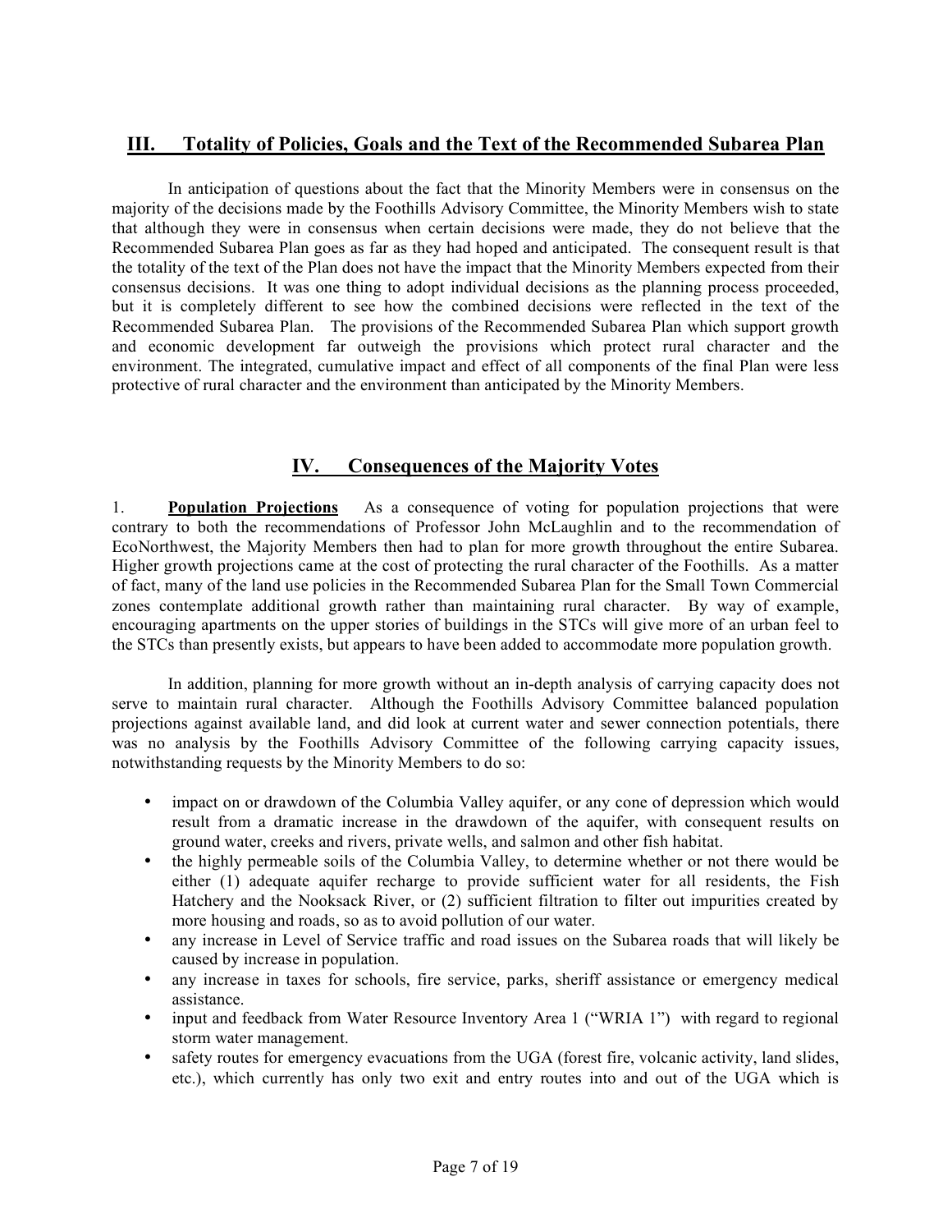## III. Totality of Policies, Goals and the Text of the Recommended Subarea Plan

In anticipation of questions about the fact that the Minority Members were in consensus on the majority of the decisions made by the Foothills Advisory Committee, the Minority Members wish to state that although they were in consensus when certain decisions were made, they do not believe that the Recommended Subarea Plan goes as far as they had hoped and anticipated. The consequent result is that the totality of the text of the Plan does not have the impact that the Minority Members expected from their consensus decisions. It was one thing to adopt individual decisions as the planning process proceeded, but it is completely different to see how the combined decisions were reflected in the text of the Recommended Subarea Plan. The provisions of the Recommended Subarea Plan which support growth and economic development far outweigh the provisions which protect rural character and the environment. The integrated, cumulative impact and effect of all components of the final Plan were less protective of rural character and the environment than anticipated by the Minority Members.

## IV. Consequences of the Majority Votes

1. **Population Projections** As a consequence of voting for population projections that were contrary to both the recommendations of Professor John McLaughlin and to the recommendation of EcoNorthwest, the Majority Members then had to plan for more growth throughout the entire Subarea. Higher growth projections came at the cost of protecting the rural character of the Foothills. As a matter of fact, many of the land use policies in the Recommended Subarea Plan for the Small Town Commercial zones contemplate additional growth rather than maintaining rural character. By way of example, encouraging apartments on the upper stories of buildings in the STCs will give more of an urban feel to the STCs than presently exists, but appears to have been added to accommodate more population growth.

In addition, planning for more growth without an in-depth analysis of carrying capacity does not serve to maintain rural character. Although the Foothills Advisory Committee balanced population projections against available land, and did look at current water and sewer connection potentials, there was no analysis by the Foothills Advisory Committee of the following carrying capacity issues, notwithstanding requests by the Minority Members to do so:

- impact on or drawdown of the Columbia Valley aquifer, or any cone of depression which would result from a dramatic increase in the drawdown of the aquifer, with consequent results on ground water, creeks and rivers, private wells, and salmon and other fish habitat.
- the highly permeable soils of the Columbia Valley, to determine whether or not there would be either (1) adequate aquifer recharge to provide sufficient water for all residents, the Fish Hatchery and the Nooksack River, or (2) sufficient filtration to filter out impurities created by more housing and roads, so as to avoid pollution of our water.
- any increase in Level of Service traffic and road issues on the Subarea roads that will likely be caused by increase in population.
- any increase in taxes for schools, fire service, parks, sheriff assistance or emergency medical assistance.
- input and feedback from Water Resource Inventory Area 1 ("WRIA 1") with regard to regional storm water management.
- safety routes for emergency evacuations from the UGA (forest fire, volcanic activity, land slides, etc.), which currently has only two exit and entry routes into and out of the UGA which is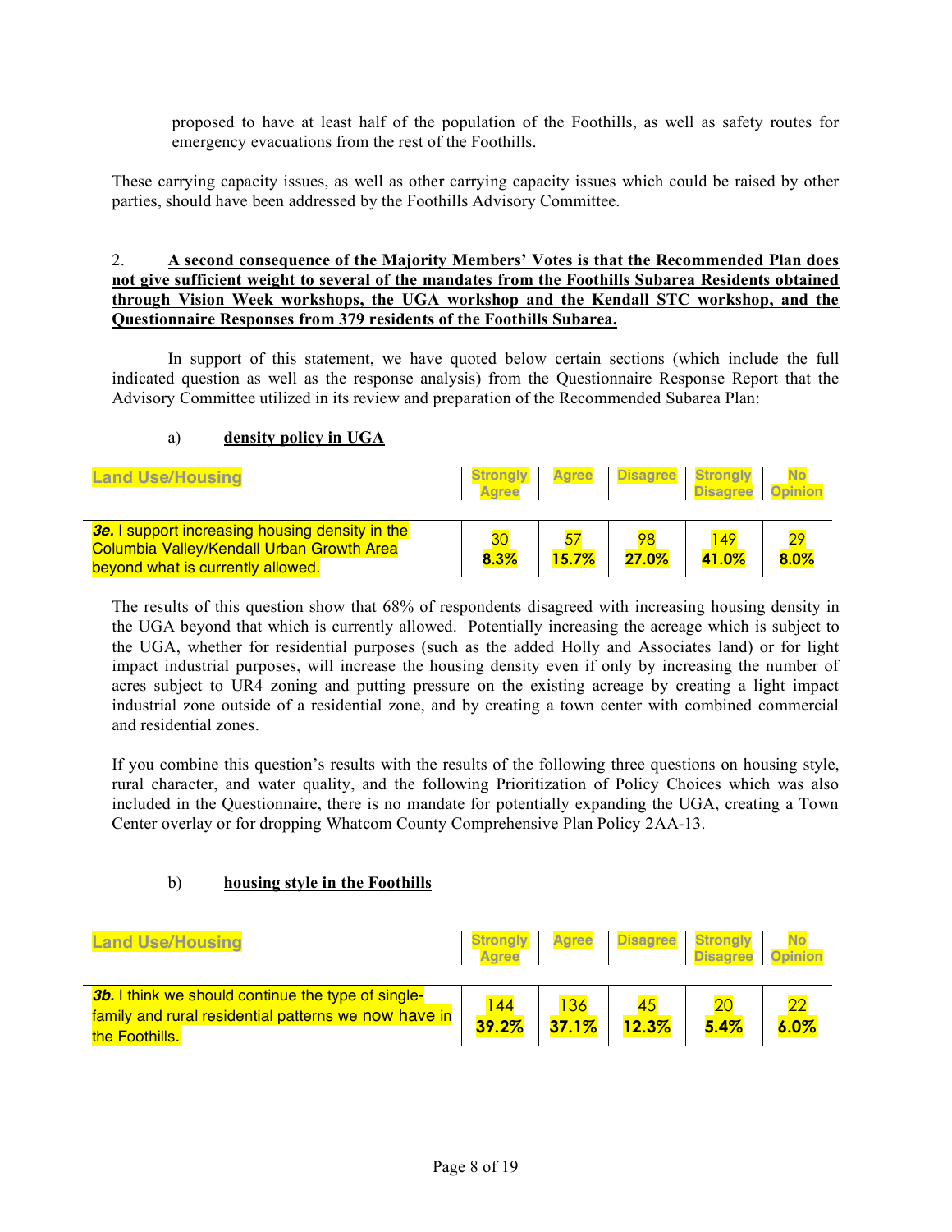proposed to have at least half of the population of the Foothills, as well as safety routes for emergency evacuations from the rest of the Foothills.

These carrying capacity issues, as well as other carrying capacity issues which could be raised by other parties, should have been addressed by the Foothills Advisory Committee.

2. **A second consequence of the Majority Members' Votes is that the Recommended Plan does not give sufficient weight to several of the mandates from the Foothills Subarea Residents obtained through Vision Week workshops, the UGA workshop and the Kendall STC workshop, and the Questionnaire Responses from 379 residents of the Foothills Subarea.**

In support of this statement, we have quoted below certain sections (which include the full indicated question as well as the response analysis) from the Questionnaire Response Report that the Advisory Committee utilized in its review and preparation of the Recommended Subarea Plan:

a) **density policy in UGA**

| Land Use/Housing | Strongly Agree | Agree | Disagree | Strongly Disagree | No Opinion |
|---|---|---|---|---|---|
| ***3e.*** I support increasing housing density in the Columbia Valley/Kendall Urban Growth Area beyond what is currently allowed. | 30 **8.3%** | 57 **15.7%** | 98 **27.0%** | 149 **41.0%** | 29 **8.0%** |

The results of this question show that 68% of respondents disagreed with increasing housing density in the UGA beyond that which is currently allowed. Potentially increasing the acreage which is subject to the UGA, whether for residential purposes (such as the added Holly and Associates land) or for light impact industrial purposes, will increase the housing density even if only by increasing the number of acres subject to UR4 zoning and putting pressure on the existing acreage by creating a light impact industrial zone outside of a residential zone, and by creating a town center with combined commercial and residential zones.

If you combine this question's results with the results of the following three questions on housing style, rural character, and water quality, and the following Prioritization of Policy Choices which was also included in the Questionnaire, there is no mandate for potentially expanding the UGA, creating a Town Center overlay or for dropping Whatcom County Comprehensive Plan Policy 2AA-13.

b) **housing style in the Foothills**

| Land Use/Housing | Strongly Agree | Agree | Disagree | Strongly Disagree | No Opinion |
|---|---|---|---|---|---|
| ***3b.*** I think we should continue the type of single-family and rural residential patterns we now have in the Foothills. | 144 **39.2%** | 136 **37.1%** | 45 **12.3%** | 20 **5.4%** | 22 **6.0%** |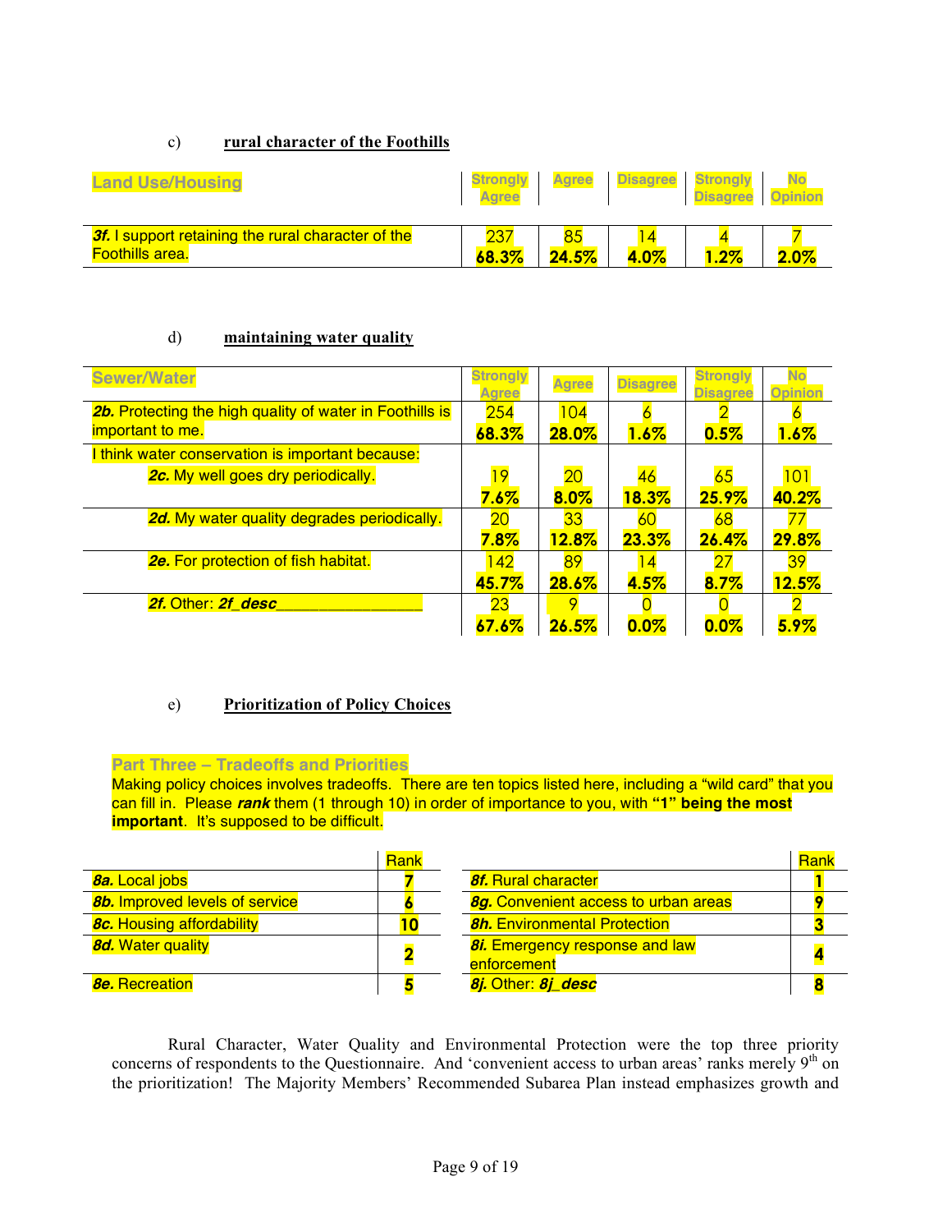c) **rural character of the Foothills**

| Land Use/Housing | Strongly Agree | Agree | Disagree | Strongly Disagree | No Opinion |
|---|---|---|---|---|---|
| ***3f.*** I support retaining the rural character of the Foothills area. | 237 **68.3%** | 85 **24.5%** | 14 **4.0%** | 4 **1.2%** | 7 **2.0%** |

d) **maintaining water quality**

| Sewer/Water | Strongly Agree | Agree | Disagree | Strongly Disagree | No Opinion |
|---|---|---|---|---|---|
| ***2b.*** Protecting the high quality of water in Foothills is important to me. | 254 **68.3%** | 104 **28.0%** | 6 **1.6%** | 2 **0.5%** | 6 **1.6%** |
| I think water conservation is important because: | | | | | |
| ***2c.*** My well goes dry periodically. | 19 **7.6%** | 20 **8.0%** | 46 **18.3%** | 65 **25.9%** | 101 **40.2%** |
| ***2d.*** My water quality degrades periodically. | 20 **7.8%** | 33 **12.8%** | 60 **23.3%** | 68 **26.4%** | 77 **29.8%** |
| ***2e.*** For protection of fish habitat. | 142 **45.7%** | 89 **28.6%** | 14 **4.5%** | 27 **8.7%** | 39 **12.5%** |
| ***2f.*** Other: ***2f_desc***________________ | 23 **67.6%** | 9 **26.5%** | 0 **0.0%** | 0 **0.0%** | 2 **5.9%** |

e) **Prioritization of Policy Choices**

**Part Three – Tradeoffs and Priorities**

Making policy choices involves tradeoffs. There are ten topics listed here, including a "wild card" that you can fill in. Please ***rank*** them (1 through 10) in order of importance to you, with **"1" being the most important**. It's supposed to be difficult.

| | Rank | | Rank |
|---|---|---|---|
| ***8a.*** Local jobs | **7** | ***8f.*** Rural character | **1** |
| ***8b.*** Improved levels of service | **6** | ***8g.*** Convenient access to urban areas | **9** |
| ***8c.*** Housing affordability | **10** | ***8h.*** Environmental Protection | **3** |
| ***8d.*** Water quality | **2** | ***8i.*** Emergency response and law enforcement | **4** |
| ***8e.*** Recreation | **5** | ***8j.*** Other: ***8j_desc*** | **8** |

Rural Character, Water Quality and Environmental Protection were the top three priority concerns of respondents to the Questionnaire. And 'convenient access to urban areas' ranks merely 9th on the prioritization! The Majority Members' Recommended Subarea Plan instead emphasizes growth and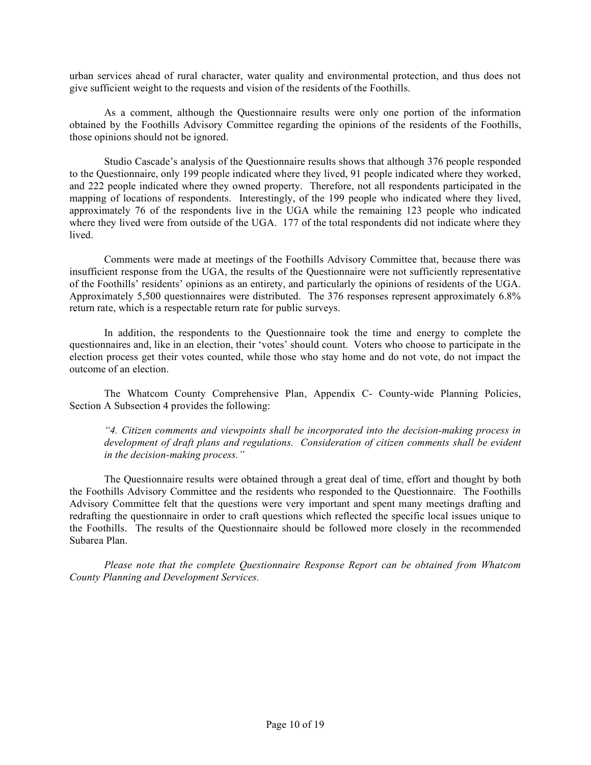urban services ahead of rural character, water quality and environmental protection, and thus does not give sufficient weight to the requests and vision of the residents of the Foothills.

As a comment, although the Questionnaire results were only one portion of the information obtained by the Foothills Advisory Committee regarding the opinions of the residents of the Foothills, those opinions should not be ignored.

Studio Cascade's analysis of the Questionnaire results shows that although 376 people responded to the Questionnaire, only 199 people indicated where they lived, 91 people indicated where they worked, and 222 people indicated where they owned property. Therefore, not all respondents participated in the mapping of locations of respondents. Interestingly, of the 199 people who indicated where they lived, approximately 76 of the respondents live in the UGA while the remaining 123 people who indicated where they lived were from outside of the UGA. 177 of the total respondents did not indicate where they lived.

Comments were made at meetings of the Foothills Advisory Committee that, because there was insufficient response from the UGA, the results of the Questionnaire were not sufficiently representative of the Foothills' residents' opinions as an entirety, and particularly the opinions of residents of the UGA. Approximately 5,500 questionnaires were distributed. The 376 responses represent approximately 6.8% return rate, which is a respectable return rate for public surveys.

In addition, the respondents to the Questionnaire took the time and energy to complete the questionnaires and, like in an election, their 'votes' should count. Voters who choose to participate in the election process get their votes counted, while those who stay home and do not vote, do not impact the outcome of an election.

The Whatcom County Comprehensive Plan, Appendix C- County-wide Planning Policies, Section A Subsection 4 provides the following:

> *"4. Citizen comments and viewpoints shall be incorporated into the decision-making process in development of draft plans and regulations. Consideration of citizen comments shall be evident in the decision-making process."*

The Questionnaire results were obtained through a great deal of time, effort and thought by both the Foothills Advisory Committee and the residents who responded to the Questionnaire. The Foothills Advisory Committee felt that the questions were very important and spent many meetings drafting and redrafting the questionnaire in order to craft questions which reflected the specific local issues unique to the Foothills. The results of the Questionnaire should be followed more closely in the recommended Subarea Plan.

*Please note that the complete Questionnaire Response Report can be obtained from Whatcom County Planning and Development Services.*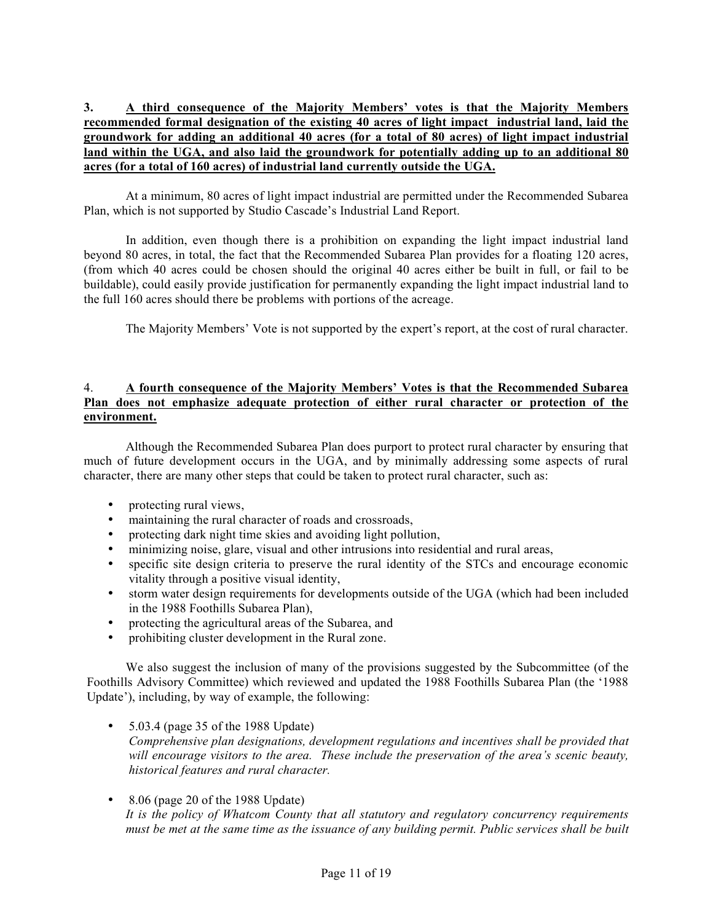**3. <u>A third consequence of the Majority Members' votes is that the Majority Members recommended formal designation of the existing 40 acres of light impact industrial land, laid the groundwork for adding an additional 40 acres (for a total of 80 acres) of light impact industrial land within the UGA, and also laid the groundwork for potentially adding up to an additional 80 acres (for a total of 160 acres) of industrial land currently outside the UGA.</u>**

At a minimum, 80 acres of light impact industrial are permitted under the Recommended Subarea Plan, which is not supported by Studio Cascade's Industrial Land Report.

In addition, even though there is a prohibition on expanding the light impact industrial land beyond 80 acres, in total, the fact that the Recommended Subarea Plan provides for a floating 120 acres, (from which 40 acres could be chosen should the original 40 acres either be built in full, or fail to be buildable), could easily provide justification for permanently expanding the light impact industrial land to the full 160 acres should there be problems with portions of the acreage.

The Majority Members' Vote is not supported by the expert's report, at the cost of rural character.

4. **<u>A fourth consequence of the Majority Members' Votes is that the Recommended Subarea Plan does not emphasize adequate protection of either rural character or protection of the environment.</u>**

Although the Recommended Subarea Plan does purport to protect rural character by ensuring that much of future development occurs in the UGA, and by minimally addressing some aspects of rural character, there are many other steps that could be taken to protect rural character, such as:

- protecting rural views,
- maintaining the rural character of roads and crossroads,
- protecting dark night time skies and avoiding light pollution,
- minimizing noise, glare, visual and other intrusions into residential and rural areas,
- specific site design criteria to preserve the rural identity of the STCs and encourage economic vitality through a positive visual identity,
- storm water design requirements for developments outside of the UGA (which had been included in the 1988 Foothills Subarea Plan),
- protecting the agricultural areas of the Subarea, and
- prohibiting cluster development in the Rural zone.

We also suggest the inclusion of many of the provisions suggested by the Subcommittee (of the Foothills Advisory Committee) which reviewed and updated the 1988 Foothills Subarea Plan (the '1988 Update'), including, by way of example, the following:

- 5.03.4 (page 35 of the 1988 Update)
  *Comprehensive plan designations, development regulations and incentives shall be provided that will encourage visitors to the area. These include the preservation of the area's scenic beauty, historical features and rural character.*

- 8.06 (page 20 of the 1988 Update)
  *It is the policy of Whatcom County that all statutory and regulatory concurrency requirements must be met at the same time as the issuance of any building permit. Public services shall be built*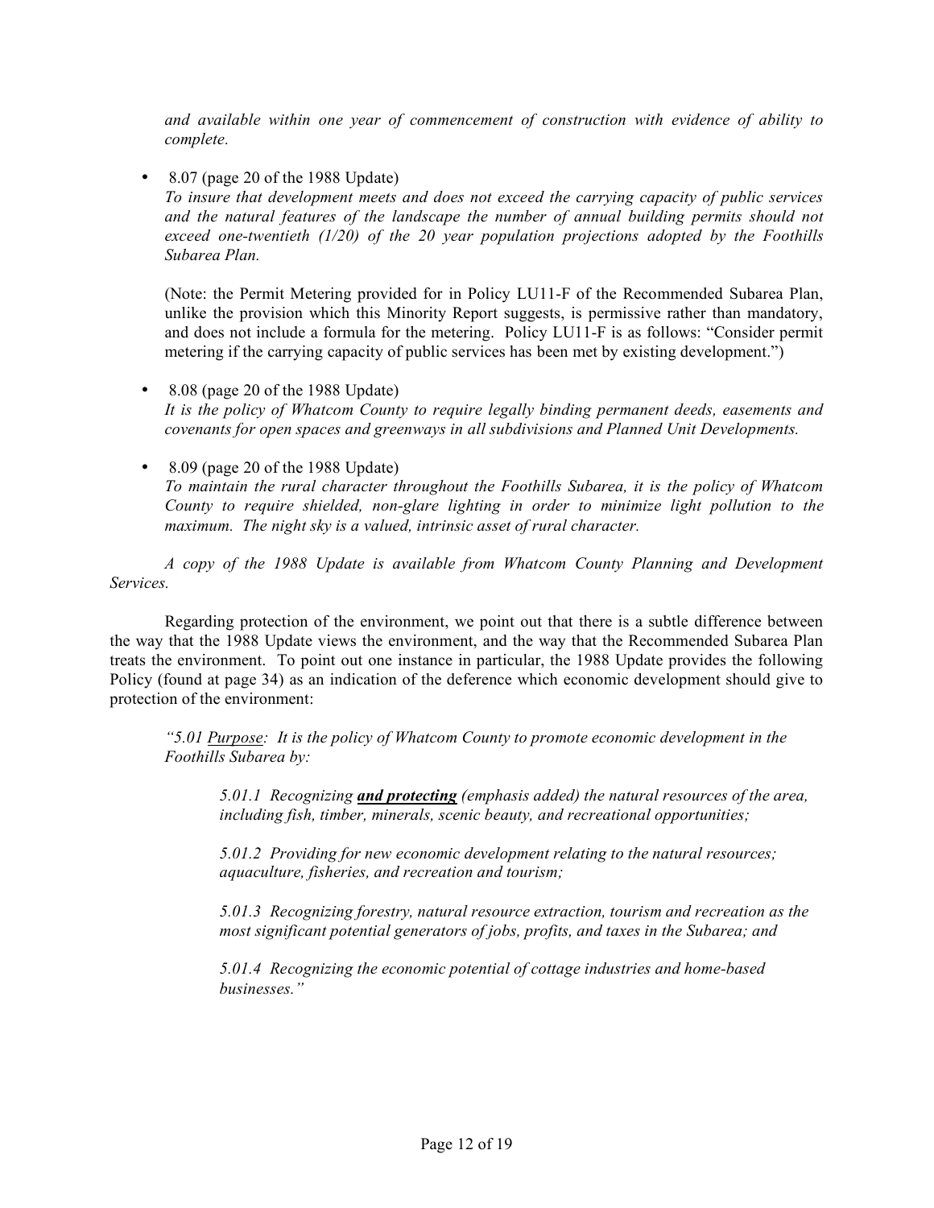*and available within one year of commencement of construction with evidence of ability to complete.*

- 8.07 (page 20 of the 1988 Update)
  *To insure that development meets and does not exceed the carrying capacity of public services and the natural features of the landscape the number of annual building permits should not exceed one-twentieth (1/20) of the 20 year population projections adopted by the Foothills Subarea Plan.*

  (Note: the Permit Metering provided for in Policy LU11-F of the Recommended Subarea Plan, unlike the provision which this Minority Report suggests, is permissive rather than mandatory, and does not include a formula for the metering. Policy LU11-F is as follows: "Consider permit metering if the carrying capacity of public services has been met by existing development.")

- 8.08 (page 20 of the 1988 Update)
  *It is the policy of Whatcom County to require legally binding permanent deeds, easements and covenants for open spaces and greenways in all subdivisions and Planned Unit Developments.*

- 8.09 (page 20 of the 1988 Update)
  *To maintain the rural character throughout the Foothills Subarea, it is the policy of Whatcom County to require shielded, non-glare lighting in order to minimize light pollution to the maximum. The night sky is a valued, intrinsic asset of rural character.*

*A copy of the 1988 Update is available from Whatcom County Planning and Development Services.*

Regarding protection of the environment, we point out that there is a subtle difference between the way that the 1988 Update views the environment, and the way that the Recommended Subarea Plan treats the environment. To point out one instance in particular, the 1988 Update provides the following Policy (found at page 34) as an indication of the deference which economic development should give to protection of the environment:

> *"5.01 Purpose: It is the policy of Whatcom County to promote economic development in the Foothills Subarea by:*
>
> *5.01.1 Recognizing **and protecting** (emphasis added) the natural resources of the area, including fish, timber, minerals, scenic beauty, and recreational opportunities;*
>
> *5.01.2 Providing for new economic development relating to the natural resources; aquaculture, fisheries, and recreation and tourism;*
>
> *5.01.3 Recognizing forestry, natural resource extraction, tourism and recreation as the most significant potential generators of jobs, profits, and taxes in the Subarea; and*
>
> *5.01.4 Recognizing the economic potential of cottage industries and home-based businesses."*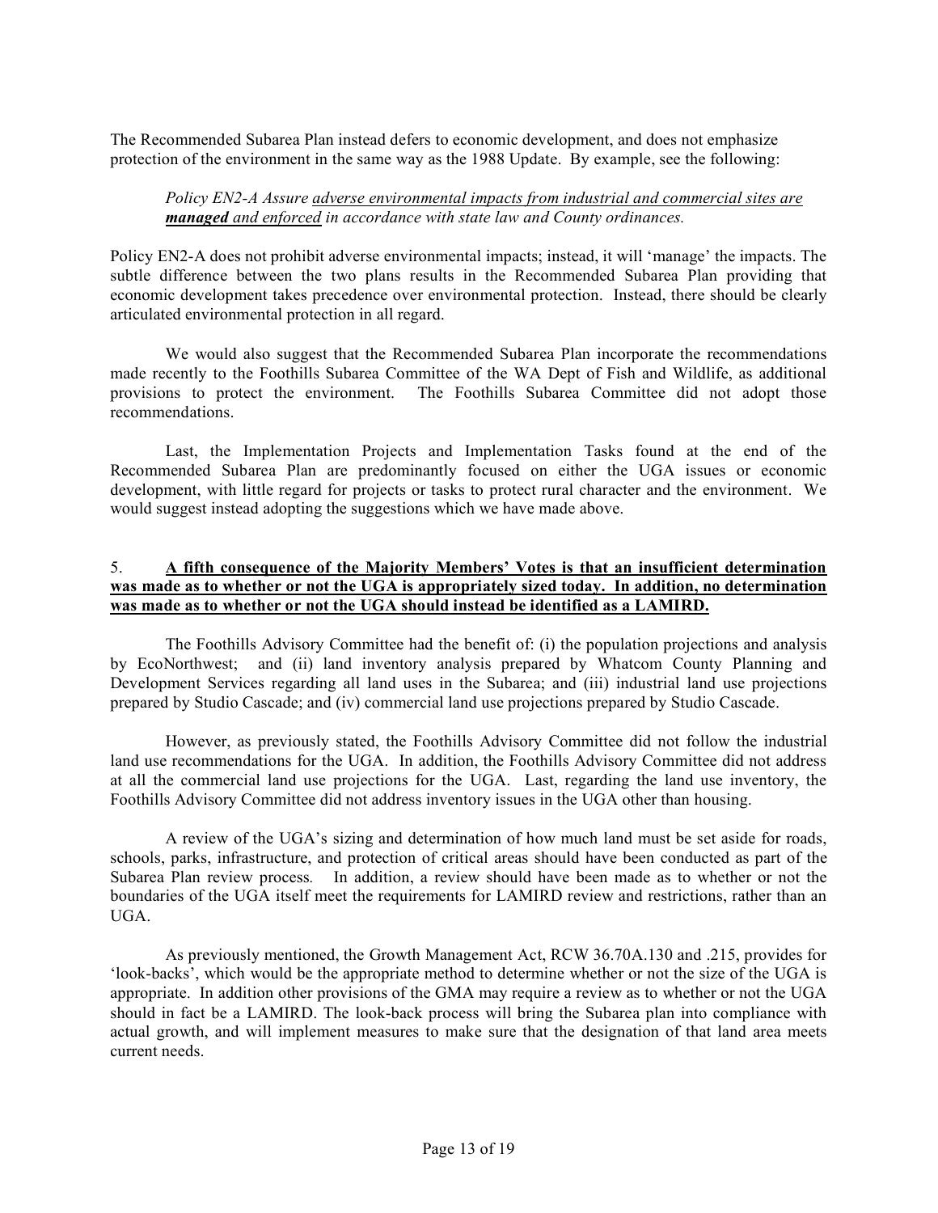The Recommended Subarea Plan instead defers to economic development, and does not emphasize protection of the environment in the same way as the 1988 Update. By example, see the following:

> *Policy EN2-A Assure <u>adverse environmental impacts from industrial and commercial sites are</u> <u>**managed** and enforced</u> in accordance with state law and County ordinances.*

Policy EN2-A does not prohibit adverse environmental impacts; instead, it will 'manage' the impacts. The subtle difference between the two plans results in the Recommended Subarea Plan providing that economic development takes precedence over environmental protection. Instead, there should be clearly articulated environmental protection in all regard.

We would also suggest that the Recommended Subarea Plan incorporate the recommendations made recently to the Foothills Subarea Committee of the WA Dept of Fish and Wildlife, as additional provisions to protect the environment. The Foothills Subarea Committee did not adopt those recommendations.

Last, the Implementation Projects and Implementation Tasks found at the end of the Recommended Subarea Plan are predominantly focused on either the UGA issues or economic development, with little regard for projects or tasks to protect rural character and the environment. We would suggest instead adopting the suggestions which we have made above.

5. **<u>A fifth consequence of the Majority Members' Votes is that an insufficient determination was made as to whether or not the UGA is appropriately sized today. In addition, no determination was made as to whether or not the UGA should instead be identified as a LAMIRD.</u>**

The Foothills Advisory Committee had the benefit of: (i) the population projections and analysis by EcoNorthwest; and (ii) land inventory analysis prepared by Whatcom County Planning and Development Services regarding all land uses in the Subarea; and (iii) industrial land use projections prepared by Studio Cascade; and (iv) commercial land use projections prepared by Studio Cascade.

However, as previously stated, the Foothills Advisory Committee did not follow the industrial land use recommendations for the UGA. In addition, the Foothills Advisory Committee did not address at all the commercial land use projections for the UGA. Last, regarding the land use inventory, the Foothills Advisory Committee did not address inventory issues in the UGA other than housing.

A review of the UGA's sizing and determination of how much land must be set aside for roads, schools, parks, infrastructure, and protection of critical areas should have been conducted as part of the Subarea Plan review process. In addition, a review should have been made as to whether or not the boundaries of the UGA itself meet the requirements for LAMIRD review and restrictions, rather than an UGA.

As previously mentioned, the Growth Management Act, RCW 36.70A.130 and .215, provides for 'look-backs', which would be the appropriate method to determine whether or not the size of the UGA is appropriate. In addition other provisions of the GMA may require a review as to whether or not the UGA should in fact be a LAMIRD. The look-back process will bring the Subarea plan into compliance with actual growth, and will implement measures to make sure that the designation of that land area meets current needs.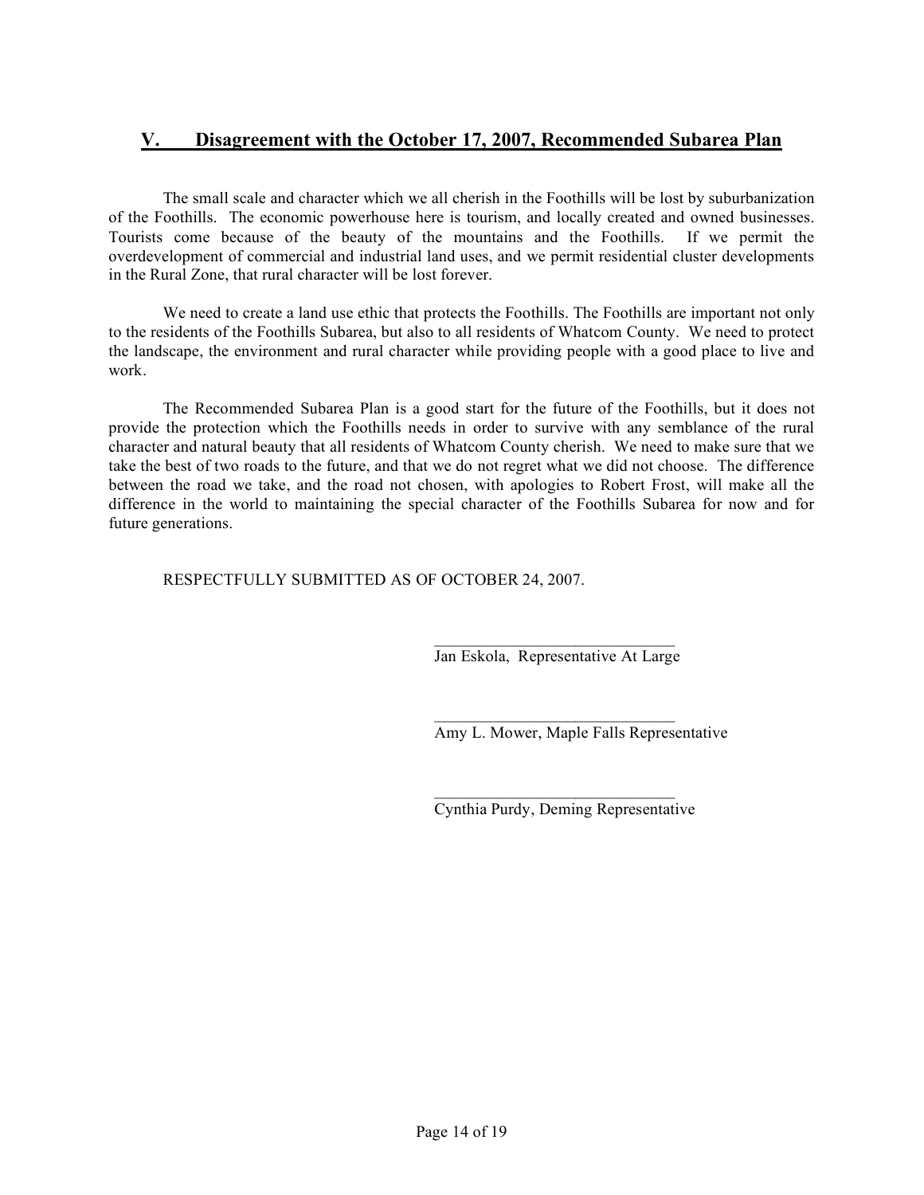## V. Disagreement with the October 17, 2007, Recommended Subarea Plan

The small scale and character which we all cherish in the Foothills will be lost by suburbanization of the Foothills. The economic powerhouse here is tourism, and locally created and owned businesses. Tourists come because of the beauty of the mountains and the Foothills. If we permit the overdevelopment of commercial and industrial land uses, and we permit residential cluster developments in the Rural Zone, that rural character will be lost forever.

We need to create a land use ethic that protects the Foothills. The Foothills are important not only to the residents of the Foothills Subarea, but also to all residents of Whatcom County. We need to protect the landscape, the environment and rural character while providing people with a good place to live and work.

The Recommended Subarea Plan is a good start for the future of the Foothills, but it does not provide the protection which the Foothills needs in order to survive with any semblance of the rural character and natural beauty that all residents of Whatcom County cherish. We need to make sure that we take the best of two roads to the future, and that we do not regret what we did not choose. The difference between the road we take, and the road not chosen, with apologies to Robert Frost, will make all the difference in the world to maintaining the special character of the Foothills Subarea for now and for future generations.

RESPECTFULLY SUBMITTED AS OF OCTOBER 24, 2007.

______________________________
Jan Eskola, Representative At Large

______________________________
Amy L. Mower, Maple Falls Representative

______________________________
Cynthia Purdy, Deming Representative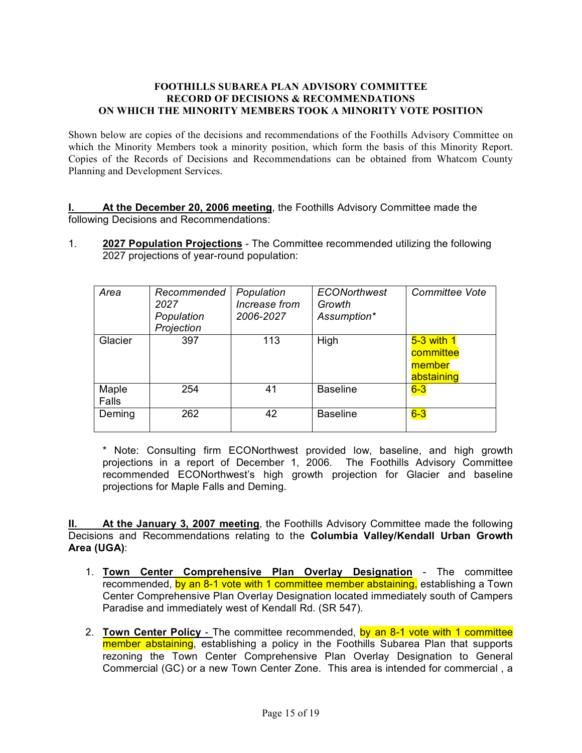**FOOTHILLS SUBAREA PLAN ADVISORY COMMITTEE**
**RECORD OF DECISIONS & RECOMMENDATIONS**
**ON WHICH THE MINORITY MEMBERS TOOK A MINORITY VOTE POSITION**

Shown below are copies of the decisions and recommendations of the Foothills Advisory Committee on which the Minority Members took a minority position, which form the basis of this Minority Report. Copies of the Records of Decisions and Recommendations can be obtained from Whatcom County Planning and Development Services.

**I. At the December 20, 2006 meeting**, the Foothills Advisory Committee made the following Decisions and Recommendations:

1. **2027 Population Projections** - The Committee recommended utilizing the following 2027 projections of year-round population:

| *Area* | *Recommended 2027 Population Projection* | *Population Increase from 2006-2027* | *ECONorthwest Growth Assumption** | *Committee Vote* |
|---|---|---|---|---|
| Glacier | 397 | 113 | High | 5-3 with 1 committee member abstaining |
| Maple Falls | 254 | 41 | Baseline | 6-3 |
| Deming | 262 | 42 | Baseline | 6-3 |

\* Note: Consulting firm ECONorthwest provided low, baseline, and high growth projections in a report of December 1, 2006. The Foothills Advisory Committee recommended ECONorthwest's high growth projection for Glacier and baseline projections for Maple Falls and Deming.

**II. At the January 3, 2007 meeting**, the Foothills Advisory Committee made the following Decisions and Recommendations relating to the **Columbia Valley/Kendall Urban Growth Area (UGA)**:

1. **Town Center Comprehensive Plan Overlay Designation** - The committee recommended, by an 8-1 vote with 1 committee member abstaining, establishing a Town Center Comprehensive Plan Overlay Designation located immediately south of Campers Paradise and immediately west of Kendall Rd. (SR 547).

2. **Town Center Policy** - The committee recommended, by an 8-1 vote with 1 committee member abstaining, establishing a policy in the Foothills Subarea Plan that supports rezoning the Town Center Comprehensive Plan Overlay Designation to General Commercial (GC) or a new Town Center Zone. This area is intended for commercial , a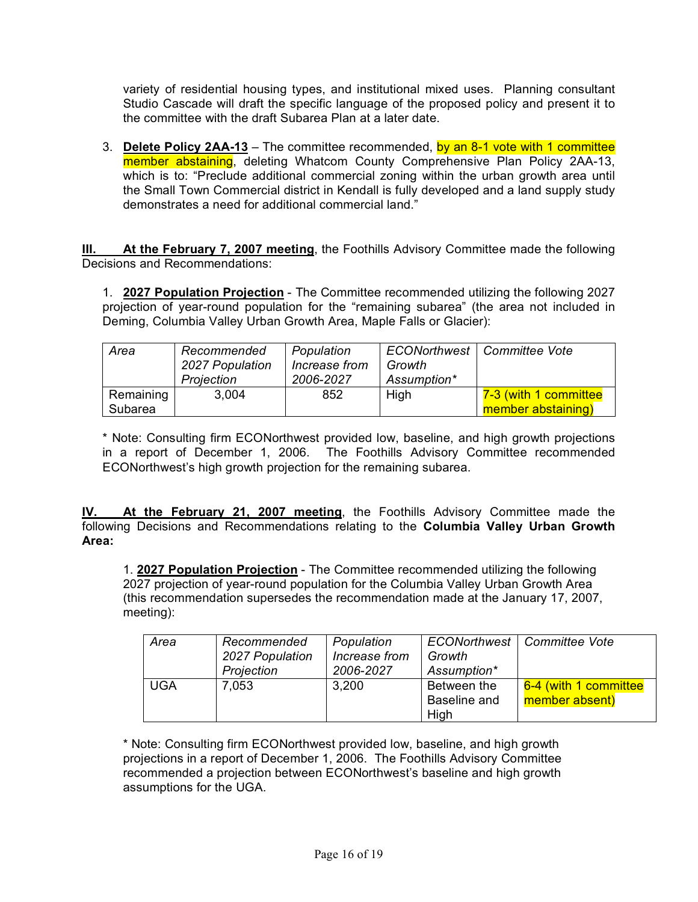variety of residential housing types, and institutional mixed uses. Planning consultant Studio Cascade will draft the specific language of the proposed policy and present it to the committee with the draft Subarea Plan at a later date.

3. **Delete Policy 2AA-13** – The committee recommended, by an 8-1 vote with 1 committee member abstaining, deleting Whatcom County Comprehensive Plan Policy 2AA-13, which is to: "Preclude additional commercial zoning within the urban growth area until the Small Town Commercial district in Kendall is fully developed and a land supply study demonstrates a need for additional commercial land."

**III. At the February 7, 2007 meeting**, the Foothills Advisory Committee made the following Decisions and Recommendations:

1. **2027 Population Projection** - The Committee recommended utilizing the following 2027 projection of year-round population for the "remaining subarea" (the area not included in Deming, Columbia Valley Urban Growth Area, Maple Falls or Glacier):

| *Area* | *Recommended 2027 Population Projection* | *Population Increase from 2006-2027* | *ECONorthwest Growth Assumption** | *Committee Vote* |
|---|---|---|---|---|
| Remaining Subarea | 3,004 | 852 | High | 7-3 (with 1 committee member abstaining) |

\* Note: Consulting firm ECONorthwest provided low, baseline, and high growth projections in a report of December 1, 2006. The Foothills Advisory Committee recommended ECONorthwest's high growth projection for the remaining subarea.

**IV. At the February 21, 2007 meeting**, the Foothills Advisory Committee made the following Decisions and Recommendations relating to the **Columbia Valley Urban Growth Area:**

1. **2027 Population Projection** - The Committee recommended utilizing the following 2027 projection of year-round population for the Columbia Valley Urban Growth Area (this recommendation supersedes the recommendation made at the January 17, 2007, meeting):

| *Area* | *Recommended 2027 Population Projection* | *Population Increase from 2006-2027* | *ECONorthwest Growth Assumption** | *Committee Vote* |
|---|---|---|---|---|
| UGA | 7,053 | 3,200 | Between the Baseline and High | 6-4 (with 1 committee member absent) |

\* Note: Consulting firm ECONorthwest provided low, baseline, and high growth projections in a report of December 1, 2006. The Foothills Advisory Committee recommended a projection between ECONorthwest's baseline and high growth assumptions for the UGA.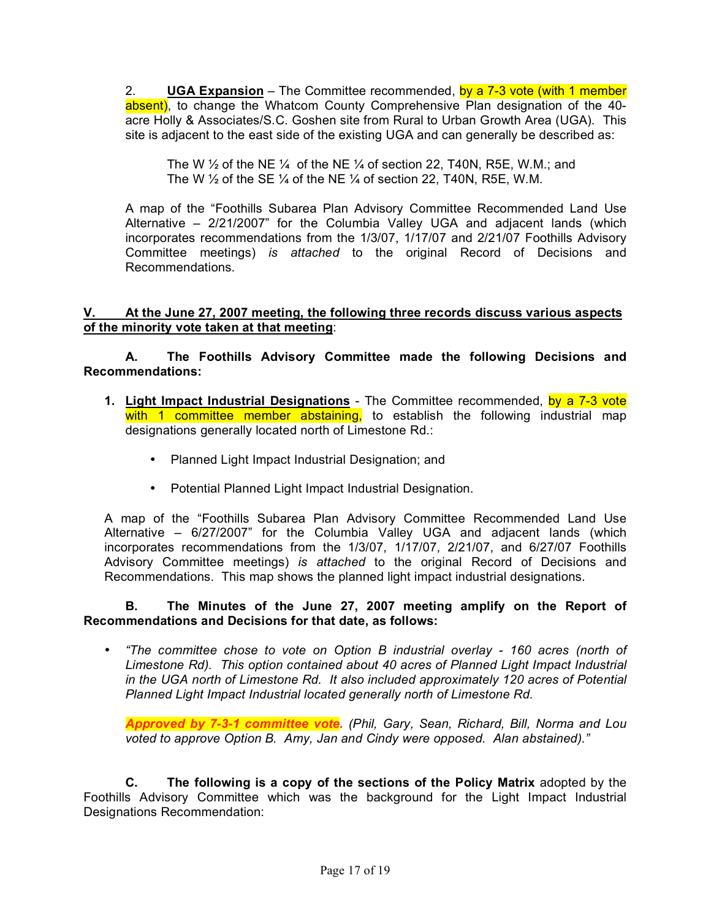2. **UGA Expansion** – The Committee recommended, by a 7-3 vote (with 1 member absent), to change the Whatcom County Comprehensive Plan designation of the 40-acre Holly & Associates/S.C. Goshen site from Rural to Urban Growth Area (UGA). This site is adjacent to the east side of the existing UGA and can generally be described as:

> The W ½ of the NE ¼ of the NE ¼ of section 22, T40N, R5E, W.M.; and
> The W ½ of the SE ¼ of the NE ¼ of section 22, T40N, R5E, W.M.

A map of the "Foothills Subarea Plan Advisory Committee Recommended Land Use Alternative – 2/21/2007" for the Columbia Valley UGA and adjacent lands (which incorporates recommendations from the 1/3/07, 1/17/07 and 2/21/07 Foothills Advisory Committee meetings) *is attached* to the original Record of Decisions and Recommendations.

**V. At the June 27, 2007 meeting, the following three records discuss various aspects of the minority vote taken at that meeting**:

**A. The Foothills Advisory Committee made the following Decisions and Recommendations:**

1. **Light Impact Industrial Designations** - The Committee recommended, by a 7-3 vote with 1 committee member abstaining, to establish the following industrial map designations generally located north of Limestone Rd.:

   - Planned Light Impact Industrial Designation; and
   - Potential Planned Light Impact Industrial Designation.

A map of the "Foothills Subarea Plan Advisory Committee Recommended Land Use Alternative – 6/27/2007" for the Columbia Valley UGA and adjacent lands (which incorporates recommendations from the 1/3/07, 1/17/07, 2/21/07, and 6/27/07 Foothills Advisory Committee meetings) *is attached* to the original Record of Decisions and Recommendations. This map shows the planned light impact industrial designations.

**B. The Minutes of the June 27, 2007 meeting amplify on the Report of Recommendations and Decisions for that date, as follows:**

- *"The committee chose to vote on Option B industrial overlay - 160 acres (north of Limestone Rd). This option contained about 40 acres of Planned Light Impact Industrial in the UGA north of Limestone Rd. It also included approximately 120 acres of Potential Planned Light Impact Industrial located generally north of Limestone Rd.*

  ***Approved by 7-3-1 committee vote****. (Phil, Gary, Sean, Richard, Bill, Norma and Lou voted to approve Option B. Amy, Jan and Cindy were opposed. Alan abstained)."*

**C. The following is a copy of the sections of the Policy Matrix** adopted by the Foothills Advisory Committee which was the background for the Light Impact Industrial Designations Recommendation: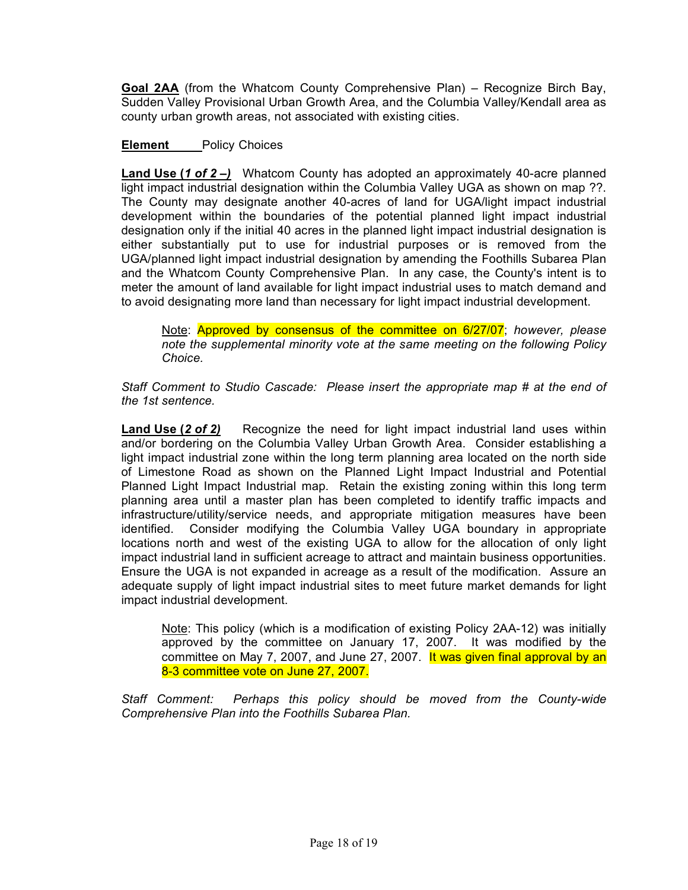**Goal 2AA** (from the Whatcom County Comprehensive Plan) – Recognize Birch Bay, Sudden Valley Provisional Urban Growth Area, and the Columbia Valley/Kendall area as county urban growth areas, not associated with existing cities.

**Element** Policy Choices

**Land Use (*1 of 2 –*)** Whatcom County has adopted an approximately 40-acre planned light impact industrial designation within the Columbia Valley UGA as shown on map ??. The County may designate another 40-acres of land for UGA/light impact industrial development within the boundaries of the potential planned light impact industrial designation only if the initial 40 acres in the planned light impact industrial designation is either substantially put to use for industrial purposes or is removed from the UGA/planned light impact industrial designation by amending the Foothills Subarea Plan and the Whatcom County Comprehensive Plan. In any case, the County's intent is to meter the amount of land available for light impact industrial uses to match demand and to avoid designating more land than necessary for light impact industrial development.

> Note: Approved by consensus of the committee on 6/27/07; *however, please note the supplemental minority vote at the same meeting on the following Policy Choice.*

*Staff Comment to Studio Cascade: Please insert the appropriate map # at the end of the 1st sentence.*

**Land Use (*2 of 2*)** Recognize the need for light impact industrial land uses within and/or bordering on the Columbia Valley Urban Growth Area. Consider establishing a light impact industrial zone within the long term planning area located on the north side of Limestone Road as shown on the Planned Light Impact Industrial and Potential Planned Light Impact Industrial map. Retain the existing zoning within this long term planning area until a master plan has been completed to identify traffic impacts and infrastructure/utility/service needs, and appropriate mitigation measures have been identified. Consider modifying the Columbia Valley UGA boundary in appropriate locations north and west of the existing UGA to allow for the allocation of only light impact industrial land in sufficient acreage to attract and maintain business opportunities. Ensure the UGA is not expanded in acreage as a result of the modification. Assure an adequate supply of light impact industrial sites to meet future market demands for light impact industrial development.

> Note: This policy (which is a modification of existing Policy 2AA-12) was initially approved by the committee on January 17, 2007. It was modified by the committee on May 7, 2007, and June 27, 2007. It was given final approval by an 8-3 committee vote on June 27, 2007.

*Staff Comment: Perhaps this policy should be moved from the County-wide Comprehensive Plan into the Foothills Subarea Plan.*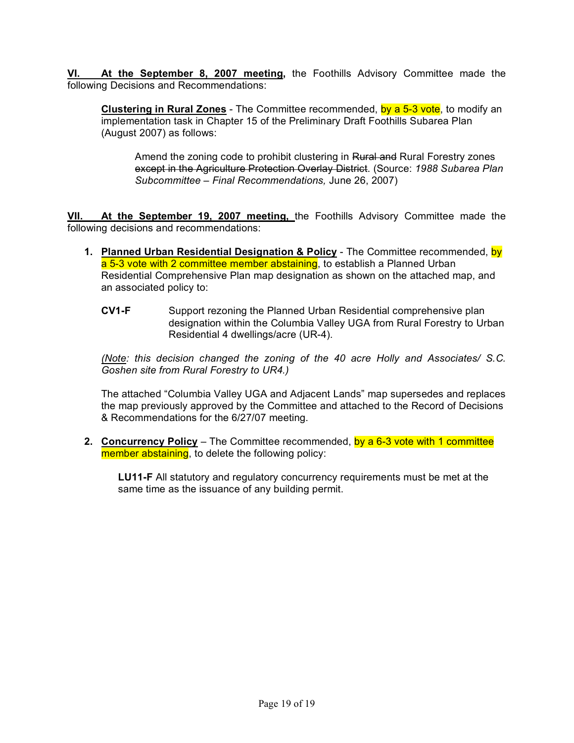**VI. At the September 8, 2007 meeting,** the Foothills Advisory Committee made the following Decisions and Recommendations:

> **Clustering in Rural Zones** - The Committee recommended, by a 5-3 vote, to modify an implementation task in Chapter 15 of the Preliminary Draft Foothills Subarea Plan (August 2007) as follows:
>
> > Amend the zoning code to prohibit clustering in ~~Rural and~~ Rural Forestry zones ~~except in the Agriculture Protection Overlay District~~. (Source: *1988 Subarea Plan Subcommittee – Final Recommendations,* June 26, 2007)

**VII. At the September 19, 2007 meeting,** the Foothills Advisory Committee made the following decisions and recommendations:

1. **Planned Urban Residential Designation & Policy** - The Committee recommended, by a 5-3 vote with 2 committee member abstaining, to establish a Planned Urban Residential Comprehensive Plan map designation as shown on the attached map, and an associated policy to:

   **CV1-F** Support rezoning the Planned Urban Residential comprehensive plan designation within the Columbia Valley UGA from Rural Forestry to Urban Residential 4 dwellings/acre (UR-4).

   *(Note: this decision changed the zoning of the 40 acre Holly and Associates/ S.C. Goshen site from Rural Forestry to UR4.)*

   The attached "Columbia Valley UGA and Adjacent Lands" map supersedes and replaces the map previously approved by the Committee and attached to the Record of Decisions & Recommendations for the 6/27/07 meeting.

2. **Concurrency Policy** – The Committee recommended, by a 6-3 vote with 1 committee member abstaining, to delete the following policy:

   **LU11-F** All statutory and regulatory concurrency requirements must be met at the same time as the issuance of any building permit.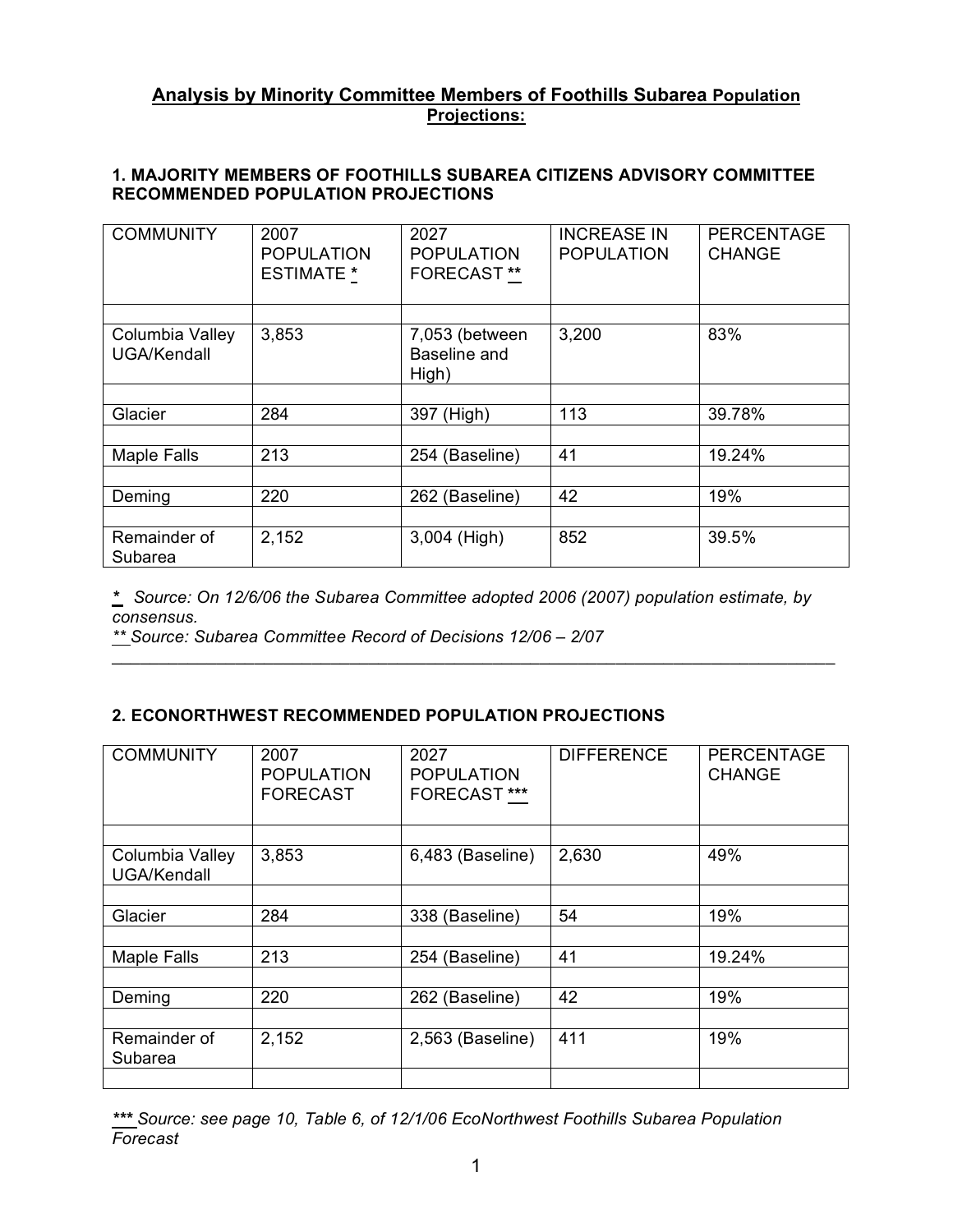## Analysis by Minority Committee Members of Foothills Subarea Population Projections:

### 1. MAJORITY MEMBERS OF FOOTHILLS SUBAREA CITIZENS ADVISORY COMMITTEE RECOMMENDED POPULATION PROJECTIONS

| COMMUNITY | 2007 POPULATION ESTIMATE * | 2027 POPULATION FORECAST ** | INCREASE IN POPULATION | PERCENTAGE CHANGE |
|---|---|---|---|---|
| | | | | |
| Columbia Valley UGA/Kendall | 3,853 | 7,053 (between Baseline and High) | 3,200 | 83% |
| | | | | |
| Glacier | 284 | 397 (High) | 113 | 39.78% |
| | | | | |
| Maple Falls | 213 | 254 (Baseline) | 41 | 19.24% |
| | | | | |
| Deming | 220 | 262 (Baseline) | 42 | 19% |
| | | | | |
| Remainder of Subarea | 2,152 | 3,004 (High) | 852 | 39.5% |

*\* Source: On 12/6/06 the Subarea Committee adopted 2006 (2007) population estimate, by consensus.*
*\*\* Source: Subarea Committee Record of Decisions 12/06 – 2/07*

---

### 2. ECONORTHWEST RECOMMENDED POPULATION PROJECTIONS

| COMMUNITY | 2007 POPULATION FORECAST | 2027 POPULATION FORECAST *** | DIFFERENCE | PERCENTAGE CHANGE |
|---|---|---|---|---|
| | | | | |
| Columbia Valley UGA/Kendall | 3,853 | 6,483 (Baseline) | 2,630 | 49% |
| | | | | |
| Glacier | 284 | 338 (Baseline) | 54 | 19% |
| | | | | |
| Maple Falls | 213 | 254 (Baseline) | 41 | 19.24% |
| | | | | |
| Deming | 220 | 262 (Baseline) | 42 | 19% |
| | | | | |
| Remainder of Subarea | 2,152 | 2,563 (Baseline) | 411 | 19% |
| | | | | |

*\*\*\* Source: see page 10, Table 6, of 12/1/06 EcoNorthwest Foothills Subarea Population Forecast*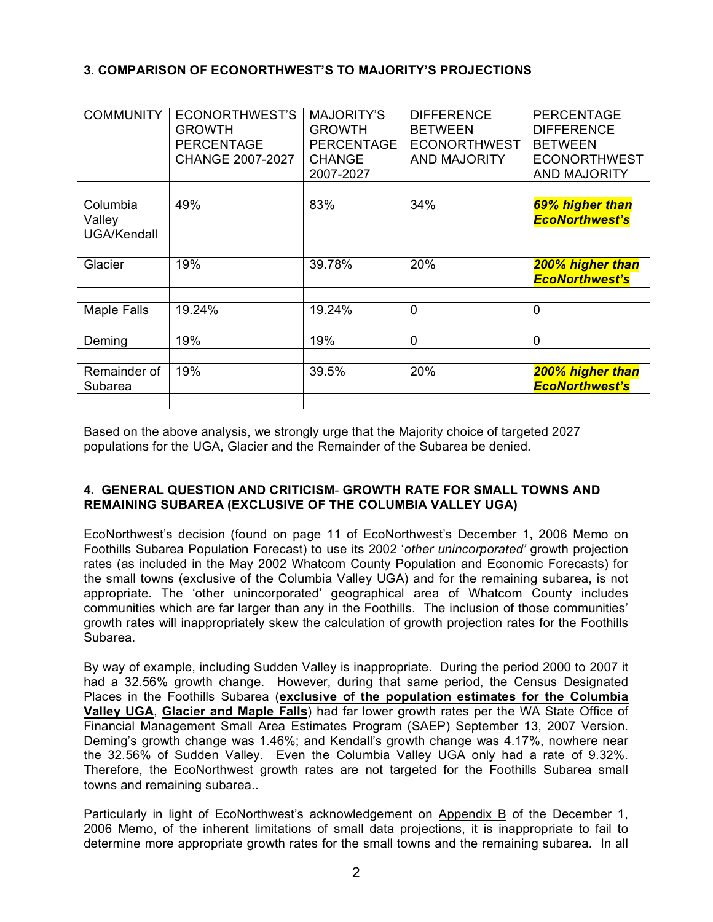### 3. COMPARISON OF ECONORTHWEST'S TO MAJORITY'S PROJECTIONS

| COMMUNITY | ECONORTHWEST'S GROWTH PERCENTAGE CHANGE 2007-2027 | MAJORITY'S GROWTH PERCENTAGE CHANGE 2007-2027 | DIFFERENCE BETWEEN ECONORTHWEST AND MAJORITY | PERCENTAGE DIFFERENCE BETWEEN ECONORTHWEST AND MAJORITY |
|---|---|---|---|---|
| | | | | |
| Columbia Valley UGA/Kendall | 49% | 83% | 34% | ***69% higher than EcoNorthwest's*** |
| | | | | |
| Glacier | 19% | 39.78% | 20% | ***200% higher than EcoNorthwest's*** |
| | | | | |
| Maple Falls | 19.24% | 19.24% | 0 | 0 |
| | | | | |
| Deming | 19% | 19% | 0 | 0 |
| | | | | |
| Remainder of Subarea | 19% | 39.5% | 20% | ***200% higher than EcoNorthwest's*** |
| | | | | |

Based on the above analysis, we strongly urge that the Majority choice of targeted 2027 populations for the UGA, Glacier and the Remainder of the Subarea be denied.

### 4. GENERAL QUESTION AND CRITICISM- GROWTH RATE FOR SMALL TOWNS AND REMAINING SUBAREA (EXCLUSIVE OF THE COLUMBIA VALLEY UGA)

EcoNorthwest's decision (found on page 11 of EcoNorthwest's December 1, 2006 Memo on Foothills Subarea Population Forecast) to use its 2002 '*other unincorporated*' growth projection rates (as included in the May 2002 Whatcom County Population and Economic Forecasts) for the small towns (exclusive of the Columbia Valley UGA) and for the remaining subarea, is not appropriate. The 'other unincorporated' geographical area of Whatcom County includes communities which are far larger than any in the Foothills. The inclusion of those communities' growth rates will inappropriately skew the calculation of growth projection rates for the Foothills Subarea.

By way of example, including Sudden Valley is inappropriate. During the period 2000 to 2007 it had a 32.56% growth change. However, during that same period, the Census Designated Places in the Foothills Subarea (**<u>exclusive of the population estimates for the Columbia Valley UGA</u>**, **<u>Glacier and Maple Falls</u>**) had far lower growth rates per the WA State Office of Financial Management Small Area Estimates Program (SAEP) September 13, 2007 Version. Deming's growth change was 1.46%; and Kendall's growth change was 4.17%, nowhere near the 32.56% of Sudden Valley. Even the Columbia Valley UGA only had a rate of 9.32%. Therefore, the EcoNorthwest growth rates are not targeted for the Foothills Subarea small towns and remaining subarea..

Particularly in light of EcoNorthwest's acknowledgement on <u>Appendix B</u> of the December 1, 2006 Memo, of the inherent limitations of small data projections, it is inappropriate to fail to determine more appropriate growth rates for the small towns and the remaining subarea. In all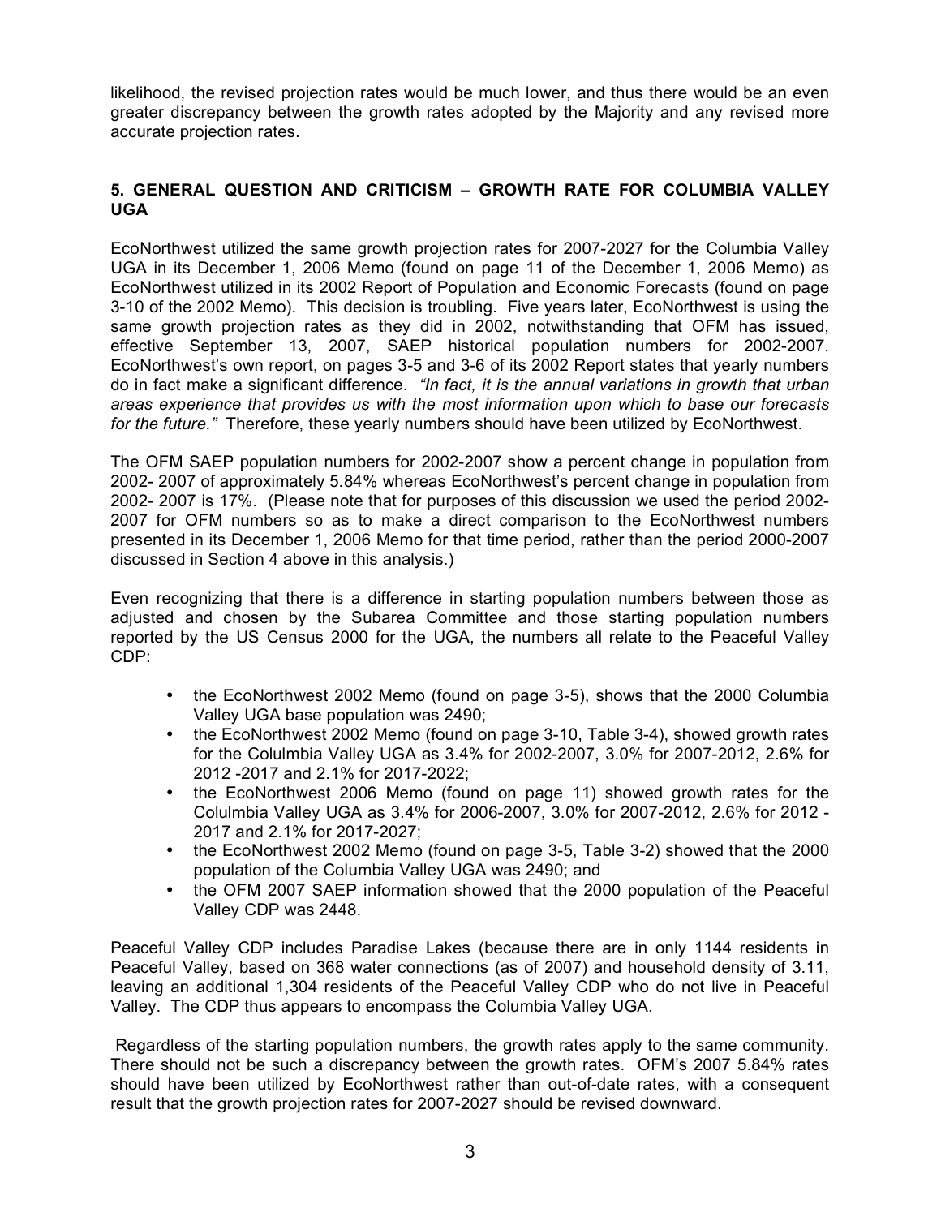likelihood, the revised projection rates would be much lower, and thus there would be an even greater discrepancy between the growth rates adopted by the Majority and any revised more accurate projection rates.

## 5. GENERAL QUESTION AND CRITICISM – GROWTH RATE FOR COLUMBIA VALLEY UGA

EcoNorthwest utilized the same growth projection rates for 2007-2027 for the Columbia Valley UGA in its December 1, 2006 Memo (found on page 11 of the December 1, 2006 Memo) as EcoNorthwest utilized in its 2002 Report of Population and Economic Forecasts (found on page 3-10 of the 2002 Memo). This decision is troubling. Five years later, EcoNorthwest is using the same growth projection rates as they did in 2002, notwithstanding that OFM has issued, effective September 13, 2007, SAEP historical population numbers for 2002-2007. EcoNorthwest's own report, on pages 3-5 and 3-6 of its 2002 Report states that yearly numbers do in fact make a significant difference. *"In fact, it is the annual variations in growth that urban areas experience that provides us with the most information upon which to base our forecasts for the future."* Therefore, these yearly numbers should have been utilized by EcoNorthwest.

The OFM SAEP population numbers for 2002-2007 show a percent change in population from 2002- 2007 of approximately 5.84% whereas EcoNorthwest's percent change in population from 2002- 2007 is 17%. (Please note that for purposes of this discussion we used the period 2002-2007 for OFM numbers so as to make a direct comparison to the EcoNorthwest numbers presented in its December 1, 2006 Memo for that time period, rather than the period 2000-2007 discussed in Section 4 above in this analysis.)

Even recognizing that there is a difference in starting population numbers between those as adjusted and chosen by the Subarea Committee and those starting population numbers reported by the US Census 2000 for the UGA, the numbers all relate to the Peaceful Valley CDP:

- the EcoNorthwest 2002 Memo (found on page 3-5), shows that the 2000 Columbia Valley UGA base population was 2490;
- the EcoNorthwest 2002 Memo (found on page 3-10, Table 3-4), showed growth rates for the Colulmbia Valley UGA as 3.4% for 2002-2007, 3.0% for 2007-2012, 2.6% for 2012 -2017 and 2.1% for 2017-2022;
- the EcoNorthwest 2006 Memo (found on page 11) showed growth rates for the Colulmbia Valley UGA as 3.4% for 2006-2007, 3.0% for 2007-2012, 2.6% for 2012 - 2017 and 2.1% for 2017-2027;
- the EcoNorthwest 2002 Memo (found on page 3-5, Table 3-2) showed that the 2000 population of the Columbia Valley UGA was 2490; and
- the OFM 2007 SAEP information showed that the 2000 population of the Peaceful Valley CDP was 2448.

Peaceful Valley CDP includes Paradise Lakes (because there are in only 1144 residents in Peaceful Valley, based on 368 water connections (as of 2007) and household density of 3.11, leaving an additional 1,304 residents of the Peaceful Valley CDP who do not live in Peaceful Valley. The CDP thus appears to encompass the Columbia Valley UGA.

Regardless of the starting population numbers, the growth rates apply to the same community. There should not be such a discrepancy between the growth rates. OFM's 2007 5.84% rates should have been utilized by EcoNorthwest rather than out-of-date rates, with a consequent result that the growth projection rates for 2007-2027 should be revised downward.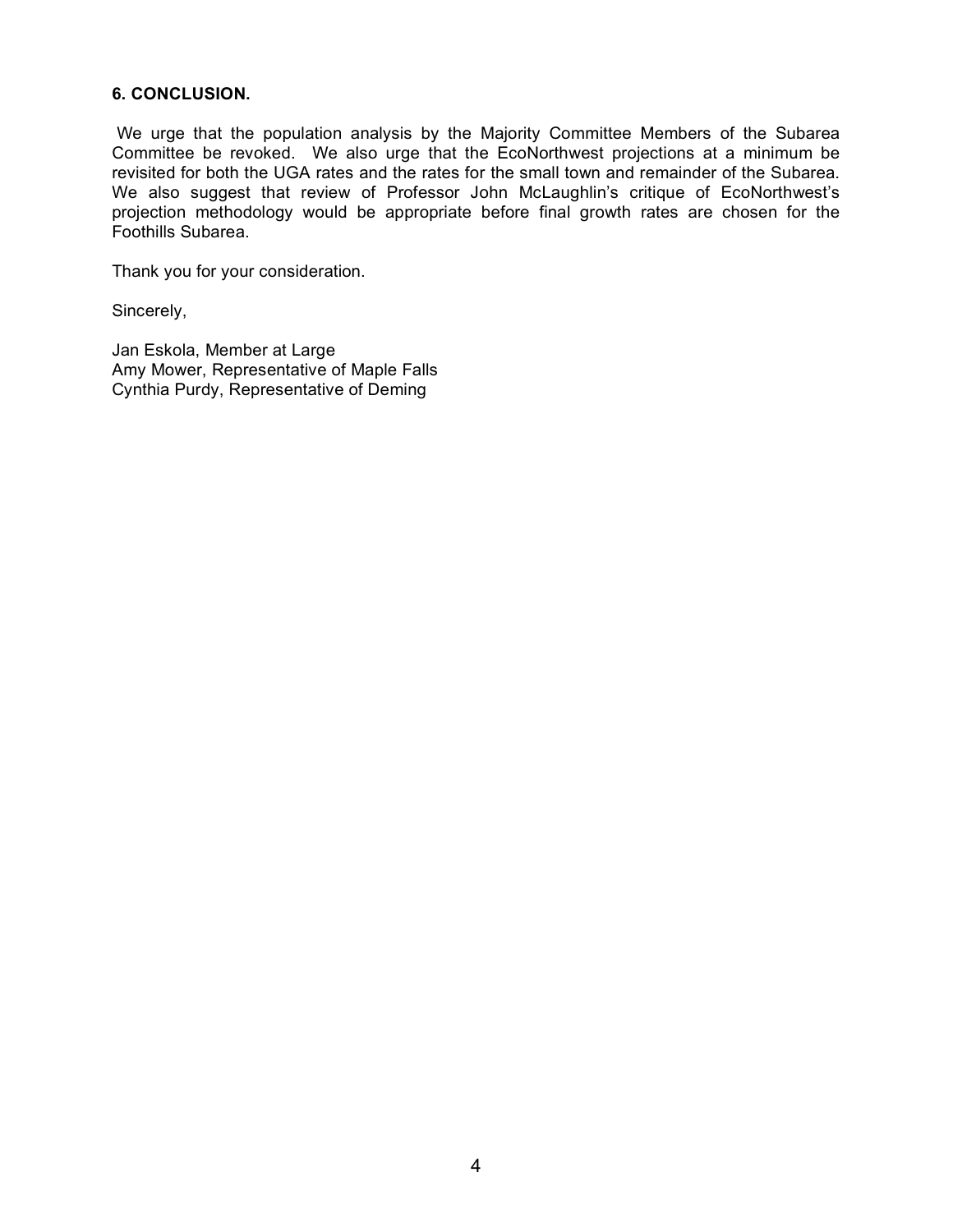### 6. CONCLUSION.

We urge that the population analysis by the Majority Committee Members of the Subarea Committee be revoked. We also urge that the EcoNorthwest projections at a minimum be revisited for both the UGA rates and the rates for the small town and remainder of the Subarea. We also suggest that review of Professor John McLaughlin's critique of EcoNorthwest's projection methodology would be appropriate before final growth rates are chosen for the Foothills Subarea.

Thank you for your consideration.

Sincerely,

Jan Eskola, Member at Large  
Amy Mower, Representative of Maple Falls  
Cynthia Purdy, Representative of Deming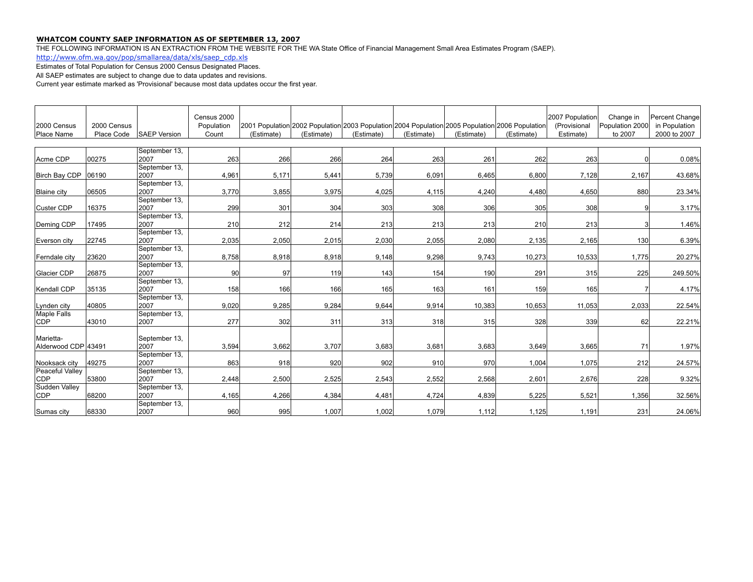**WHATCOM COUNTY SAEP INFORMATION AS OF SEPTEMBER 13, 2007**

THE FOLLOWING INFORMATION IS AN EXTRACTION FROM THE WEBSITE FOR THE WA State Office of Financial Management Small Area Estimates Program (SAEP).

http://www.ofm.wa.gov/pop/smallarea/data/xls/saep_cdp.xls

Estimates of Total Population for Census 2000 Census Designated Places.

All SAEP estimates are subject to change due to data updates and revisions.

Current year estimate marked as 'Provisional' because most data updates occur the first year.

| 2000 Census Place Name | 2000 Census Place Code | SAEP Version | Census 2000 Population Count | 2001 Population (Estimate) | 2002 Population (Estimate) | 2003 Population (Estimate) | 2004 Population (Estimate) | 2005 Population (Estimate) | 2006 Population (Estimate) | 2007 Population (Provisional Estimate) | Change in Population 2000 to 2007 | Percent Change in Population 2000 to 2007 |
|---|---|---|---|---|---|---|---|---|---|---|---|---|
| Acme CDP | 00275 | September 13, 2007 | 263 | 266 | 266 | 264 | 263 | 261 | 262 | 263 | 0 | 0.08% |
| Birch Bay CDP | 06190 | September 13, 2007 | 4,961 | 5,171 | 5,441 | 5,739 | 6,091 | 6,465 | 6,800 | 7,128 | 2,167 | 43.68% |
| Blaine city | 06505 | September 13, 2007 | 3,770 | 3,855 | 3,975 | 4,025 | 4,115 | 4,240 | 4,480 | 4,650 | 880 | 23.34% |
| Custer CDP | 16375 | September 13, 2007 | 299 | 301 | 304 | 303 | 308 | 306 | 305 | 308 | 9 | 3.17% |
| Deming CDP | 17495 | September 13, 2007 | 210 | 212 | 214 | 213 | 213 | 213 | 210 | 213 | 3 | 1.46% |
| Everson city | 22745 | September 13, 2007 | 2,035 | 2,050 | 2,015 | 2,030 | 2,055 | 2,080 | 2,135 | 2,165 | 130 | 6.39% |
| Ferndale city | 23620 | September 13, 2007 | 8,758 | 8,918 | 8,918 | 9,148 | 9,298 | 9,743 | 10,273 | 10,533 | 1,775 | 20.27% |
| Glacier CDP | 26875 | September 13, 2007 | 90 | 97 | 119 | 143 | 154 | 190 | 291 | 315 | 225 | 249.50% |
| Kendall CDP | 35135 | September 13, 2007 | 158 | 166 | 166 | 165 | 163 | 161 | 159 | 165 | 7 | 4.17% |
| Lynden city | 40805 | September 13, 2007 | 9,020 | 9,285 | 9,284 | 9,644 | 9,914 | 10,383 | 10,653 | 11,053 | 2,033 | 22.54% |
| Maple Falls CDP | 43010 | September 13, 2007 | 277 | 302 | 311 | 313 | 318 | 315 | 328 | 339 | 62 | 22.21% |
| Marietta-Alderwood CDP | 43491 | September 13, 2007 | 3,594 | 3,662 | 3,707 | 3,683 | 3,681 | 3,683 | 3,649 | 3,665 | 71 | 1.97% |
| Nooksack city | 49275 | September 13, 2007 | 863 | 918 | 920 | 902 | 910 | 970 | 1,004 | 1,075 | 212 | 24.57% |
| Peaceful Valley CDP | 53800 | September 13, 2007 | 2,448 | 2,500 | 2,525 | 2,543 | 2,552 | 2,568 | 2,601 | 2,676 | 228 | 9.32% |
| Sudden Valley CDP | 68200 | September 13, 2007 | 4,165 | 4,266 | 4,384 | 4,481 | 4,724 | 4,839 | 5,225 | 5,521 | 1,356 | 32.56% |
| Sumas city | 68330 | September 13, 2007 | 960 | 995 | 1,007 | 1,002 | 1,079 | 1,112 | 1,125 | 1,191 | 231 | 24.06% |